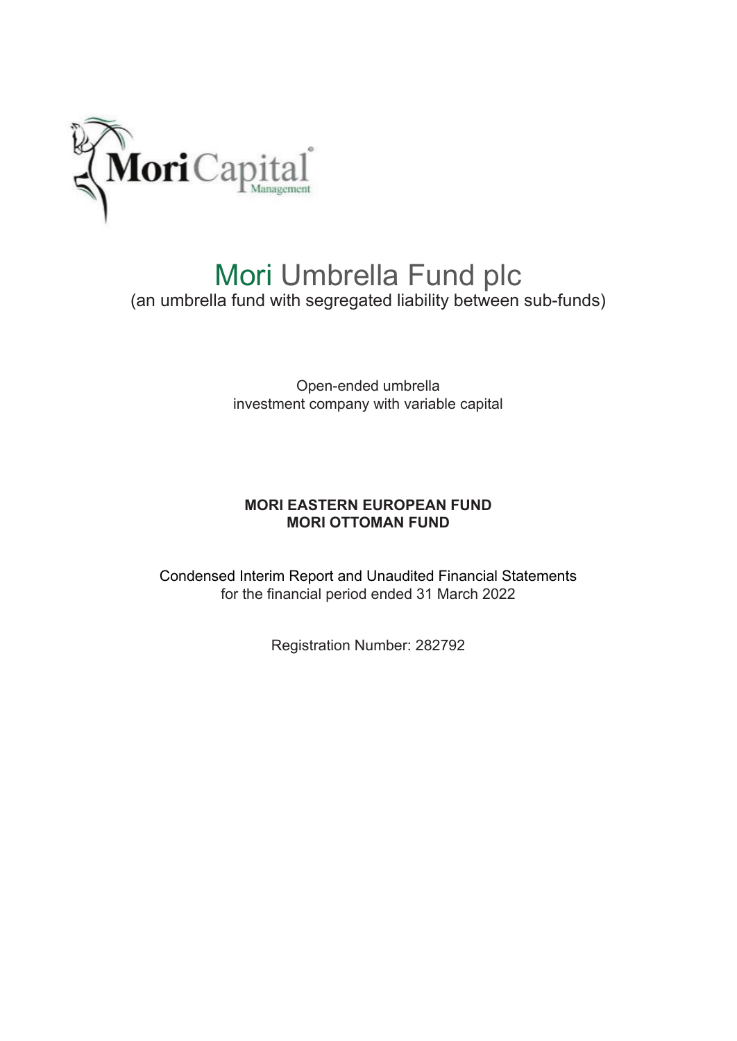# Mori Umbrella Fund plc

(an umbrella fund with segregated liability between sub-funds)

Open-ended umbrella
investment company with variable capital

**MORI EASTERN EUROPEAN FUND**
**MORI OTTOMAN FUND**

Condensed Interim Report and Unaudited Financial Statements
for the financial period ended 31 March 2022

Registration Number: 282792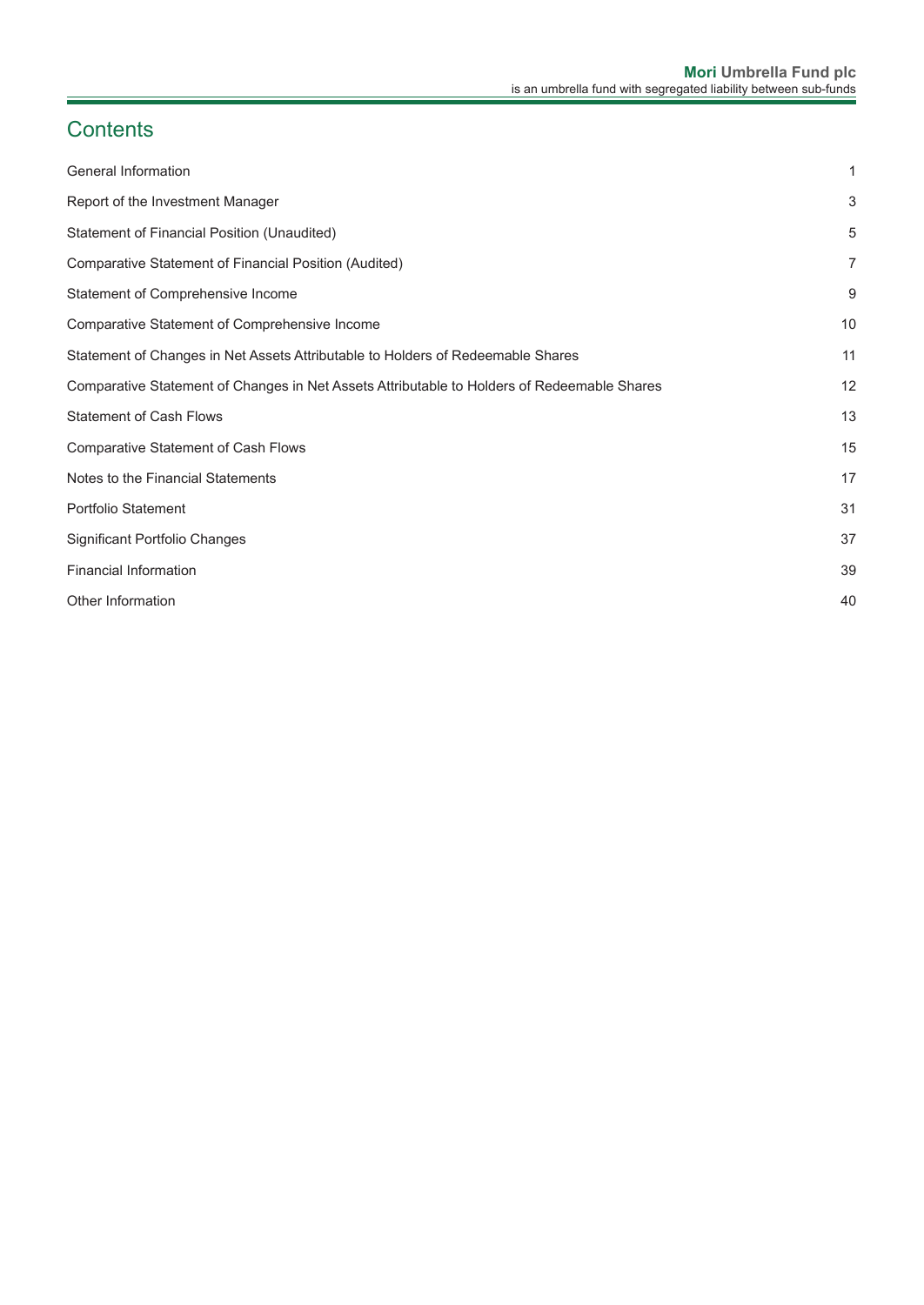# Contents

| | |
|---|---|
| General Information | 1 |
| Report of the Investment Manager | 3 |
| Statement of Financial Position (Unaudited) | 5 |
| Comparative Statement of Financial Position (Audited) | 7 |
| Statement of Comprehensive Income | 9 |
| Comparative Statement of Comprehensive Income | 10 |
| Statement of Changes in Net Assets Attributable to Holders of Redeemable Shares | 11 |
| Comparative Statement of Changes in Net Assets Attributable to Holders of Redeemable Shares | 12 |
| Statement of Cash Flows | 13 |
| Comparative Statement of Cash Flows | 15 |
| Notes to the Financial Statements | 17 |
| Portfolio Statement | 31 |
| Significant Portfolio Changes | 37 |
| Financial Information | 39 |
| Other Information | 40 |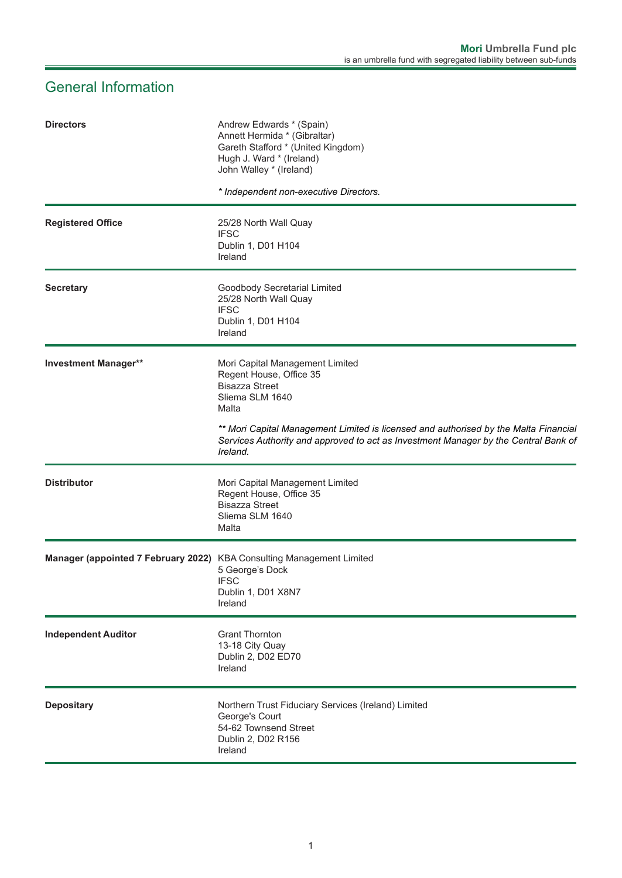## General Information

| | |
|---|---|
| **Directors** | Andrew Edwards * (Spain)<br>Annett Hermida * (Gibraltar)<br>Gareth Stafford * (United Kingdom)<br>Hugh J. Ward * (Ireland)<br>John Walley * (Ireland)<br><br>*\* Independent non-executive Directors.* |
| **Registered Office** | 25/28 North Wall Quay<br>IFSC<br>Dublin 1, D01 H104<br>Ireland |
| **Secretary** | Goodbody Secretarial Limited<br>25/28 North Wall Quay<br>IFSC<br>Dublin 1, D01 H104<br>Ireland |
| **Investment Manager\*\*** | Mori Capital Management Limited<br>Regent House, Office 35<br>Bisazza Street<br>Sliema SLM 1640<br>Malta<br><br>*\*\* Mori Capital Management Limited is licensed and authorised by the Malta Financial Services Authority and approved to act as Investment Manager by the Central Bank of Ireland.* |
| **Distributor** | Mori Capital Management Limited<br>Regent House, Office 35<br>Bisazza Street<br>Sliema SLM 1640<br>Malta |
| **Manager (appointed 7 February 2022)** | KBA Consulting Management Limited<br>5 George's Dock<br>IFSC<br>Dublin 1, D01 X8N7<br>Ireland |
| **Independent Auditor** | Grant Thornton<br>13-18 City Quay<br>Dublin 2, D02 ED70<br>Ireland |
| **Depositary** | Northern Trust Fiduciary Services (Ireland) Limited<br>George's Court<br>54-62 Townsend Street<br>Dublin 2, D02 R156<br>Ireland |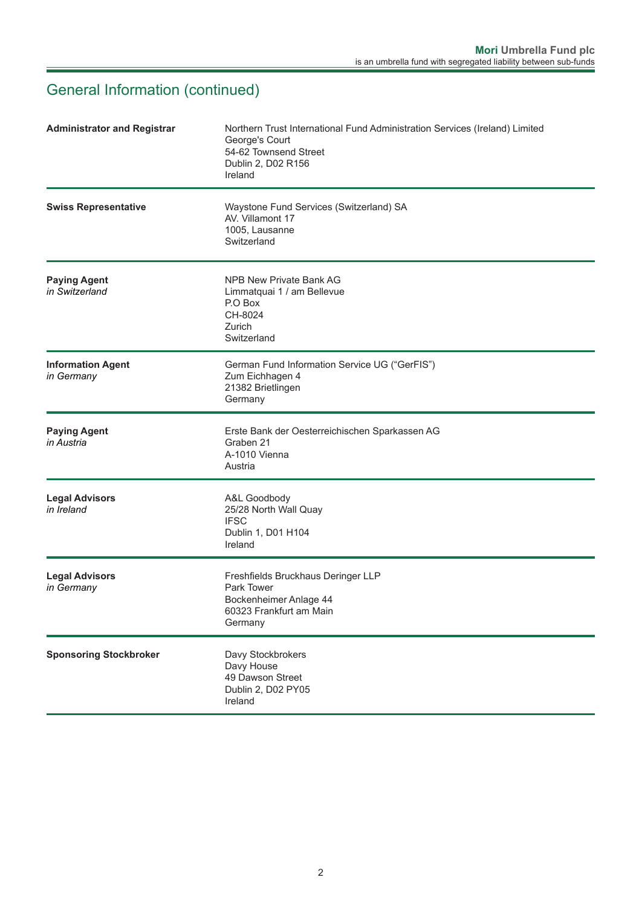## General Information (continued)

| | |
|---|---|
| **Administrator and Registrar** | Northern Trust International Fund Administration Services (Ireland) Limited<br>George's Court<br>54-62 Townsend Street<br>Dublin 2, D02 R156<br>Ireland |
| **Swiss Representative** | Waystone Fund Services (Switzerland) SA<br>AV. Villamont 17<br>1005, Lausanne<br>Switzerland |
| **Paying Agent**<br>*in Switzerland* | NPB New Private Bank AG<br>Limmatquai 1 / am Bellevue<br>P.O Box<br>CH-8024<br>Zurich<br>Switzerland |
| **Information Agent**<br>*in Germany* | German Fund Information Service UG (“GerFIS”)<br>Zum Eichhagen 4<br>21382 Brietlingen<br>Germany |
| **Paying Agent**<br>*in Austria* | Erste Bank der Oesterreichischen Sparkassen AG<br>Graben 21<br>A-1010 Vienna<br>Austria |
| **Legal Advisors**<br>*in Ireland* | A&L Goodbody<br>25/28 North Wall Quay<br>IFSC<br>Dublin 1, D01 H104<br>Ireland |
| **Legal Advisors**<br>*in Germany* | Freshfields Bruckhaus Deringer LLP<br>Park Tower<br>Bockenheimer Anlage 44<br>60323 Frankfurt am Main<br>Germany |
| **Sponsoring Stockbroker** | Davy Stockbrokers<br>Davy House<br>49 Dawson Street<br>Dublin 2, D02 PY05<br>Ireland |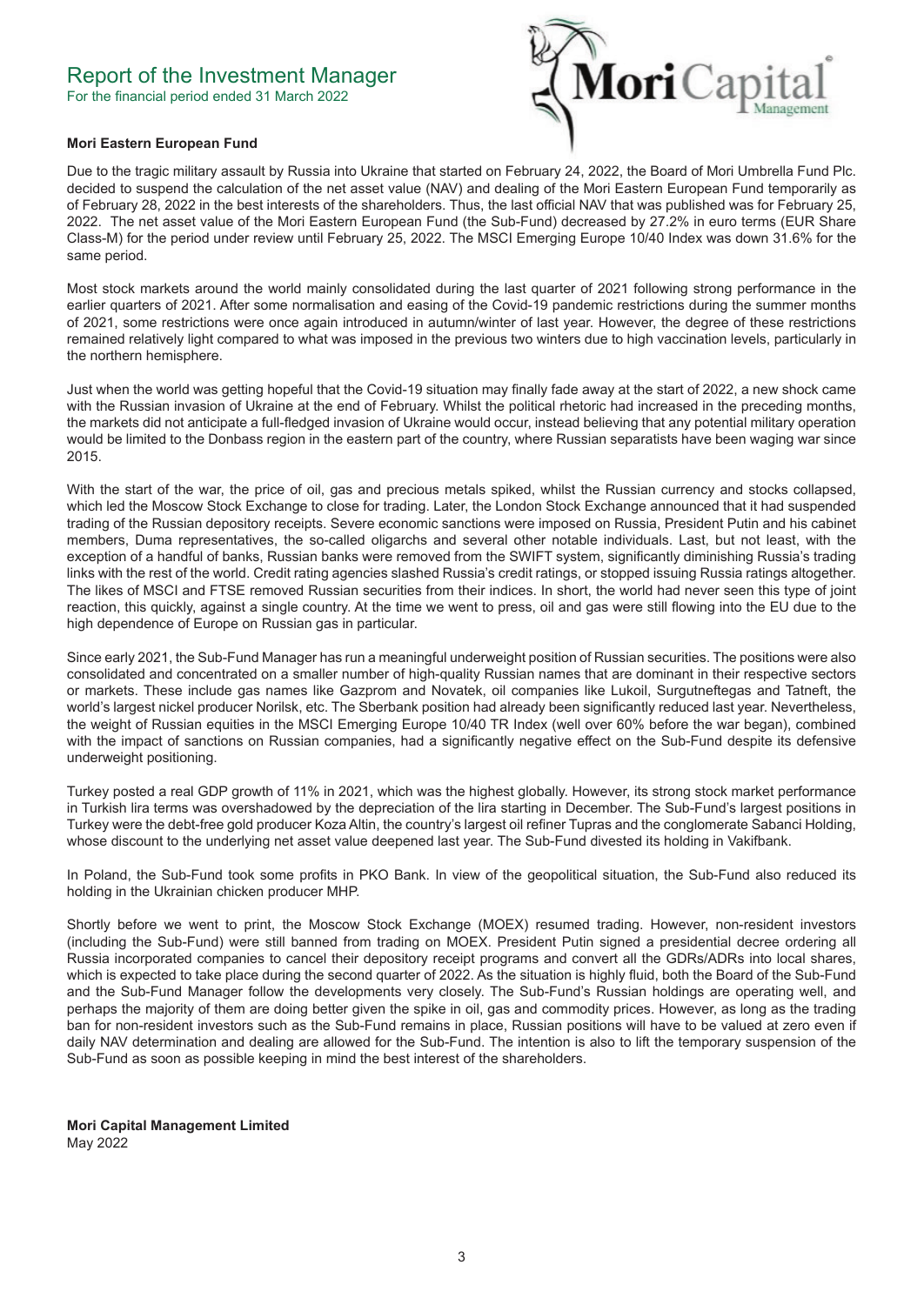# Report of the Investment Manager

For the financial period ended 31 March 2022

**Mori Eastern European Fund**

Due to the tragic military assault by Russia into Ukraine that started on February 24, 2022, the Board of Mori Umbrella Fund Plc. decided to suspend the calculation of the net asset value (NAV) and dealing of the Mori Eastern European Fund temporarily as of February 28, 2022 in the best interests of the shareholders. Thus, the last official NAV that was published was for February 25, 2022. The net asset value of the Mori Eastern European Fund (the Sub-Fund) decreased by 27.2% in euro terms (EUR Share Class-M) for the period under review until February 25, 2022. The MSCI Emerging Europe 10/40 Index was down 31.6% for the same period.

Most stock markets around the world mainly consolidated during the last quarter of 2021 following strong performance in the earlier quarters of 2021. After some normalisation and easing of the Covid-19 pandemic restrictions during the summer months of 2021, some restrictions were once again introduced in autumn/winter of last year. However, the degree of these restrictions remained relatively light compared to what was imposed in the previous two winters due to high vaccination levels, particularly in the northern hemisphere.

Just when the world was getting hopeful that the Covid-19 situation may finally fade away at the start of 2022, a new shock came with the Russian invasion of Ukraine at the end of February. Whilst the political rhetoric had increased in the preceding months, the markets did not anticipate a full-fledged invasion of Ukraine would occur, instead believing that any potential military operation would be limited to the Donbass region in the eastern part of the country, where Russian separatists have been waging war since 2015.

With the start of the war, the price of oil, gas and precious metals spiked, whilst the Russian currency and stocks collapsed, which led the Moscow Stock Exchange to close for trading. Later, the London Stock Exchange announced that it had suspended trading of the Russian depository receipts. Severe economic sanctions were imposed on Russia, President Putin and his cabinet members, Duma representatives, the so-called oligarchs and several other notable individuals. Last, but not least, with the exception of a handful of banks, Russian banks were removed from the SWIFT system, significantly diminishing Russia's trading links with the rest of the world. Credit rating agencies slashed Russia's credit ratings, or stopped issuing Russia ratings altogether. The likes of MSCI and FTSE removed Russian securities from their indices. In short, the world had never seen this type of joint reaction, this quickly, against a single country. At the time we went to press, oil and gas were still flowing into the EU due to the high dependence of Europe on Russian gas in particular.

Since early 2021, the Sub-Fund Manager has run a meaningful underweight position of Russian securities. The positions were also consolidated and concentrated on a smaller number of high-quality Russian names that are dominant in their respective sectors or markets. These include gas names like Gazprom and Novatek, oil companies like Lukoil, Surgutneftegas and Tatneft, the world's largest nickel producer Norilsk, etc. The Sberbank position had already been significantly reduced last year. Nevertheless, the weight of Russian equities in the MSCI Emerging Europe 10/40 TR Index (well over 60% before the war began), combined with the impact of sanctions on Russian companies, had a significantly negative effect on the Sub-Fund despite its defensive underweight positioning.

Turkey posted a real GDP growth of 11% in 2021, which was the highest globally. However, its strong stock market performance in Turkish lira terms was overshadowed by the depreciation of the lira starting in December. The Sub-Fund's largest positions in Turkey were the debt-free gold producer Koza Altin, the country's largest oil refiner Tupras and the conglomerate Sabanci Holding, whose discount to the underlying net asset value deepened last year. The Sub-Fund divested its holding in Vakifbank.

In Poland, the Sub-Fund took some profits in PKO Bank. In view of the geopolitical situation, the Sub-Fund also reduced its holding in the Ukrainian chicken producer MHP.

Shortly before we went to print, the Moscow Stock Exchange (MOEX) resumed trading. However, non-resident investors (including the Sub-Fund) were still banned from trading on MOEX. President Putin signed a presidential decree ordering all Russia incorporated companies to cancel their depository receipt programs and convert all the GDRs/ADRs into local shares, which is expected to take place during the second quarter of 2022. As the situation is highly fluid, both the Board of the Sub-Fund and the Sub-Fund Manager follow the developments very closely. The Sub-Fund's Russian holdings are operating well, and perhaps the majority of them are doing better given the spike in oil, gas and commodity prices. However, as long as the trading ban for non-resident investors such as the Sub-Fund remains in place, Russian positions will have to be valued at zero even if daily NAV determination and dealing are allowed for the Sub-Fund. The intention is also to lift the temporary suspension of the Sub-Fund as soon as possible keeping in mind the best interest of the shareholders.

**Mori Capital Management Limited**
May 2022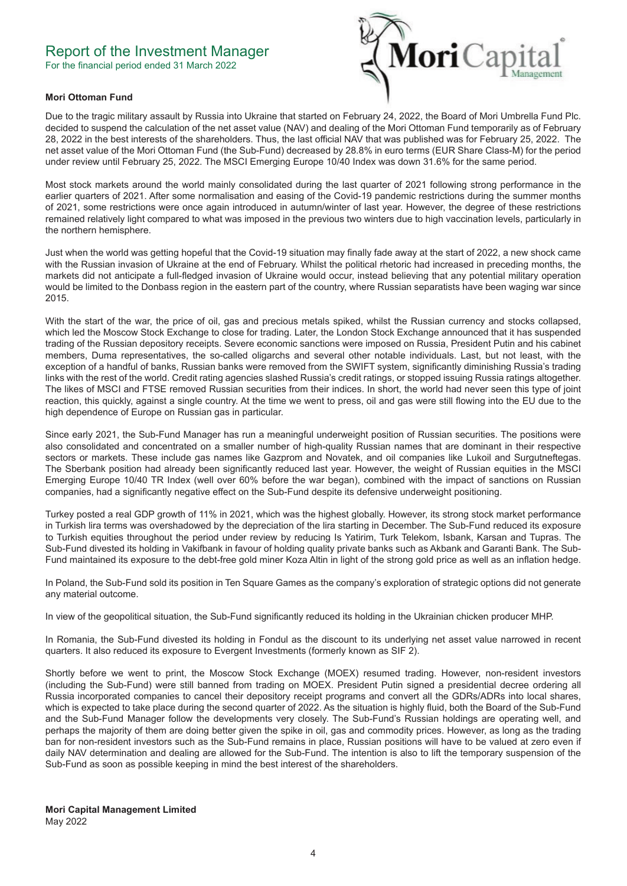# Report of the Investment Manager

For the financial period ended 31 March 2022

**Mori Ottoman Fund**

Due to the tragic military assault by Russia into Ukraine that started on February 24, 2022, the Board of Mori Umbrella Fund Plc. decided to suspend the calculation of the net asset value (NAV) and dealing of the Mori Ottoman Fund temporarily as of February 28, 2022 in the best interests of the shareholders. Thus, the last official NAV that was published was for February 25, 2022. The net asset value of the Mori Ottoman Fund (the Sub-Fund) decreased by 28.8% in euro terms (EUR Share Class-M) for the period under review until February 25, 2022. The MSCI Emerging Europe 10/40 Index was down 31.6% for the same period.

Most stock markets around the world mainly consolidated during the last quarter of 2021 following strong performance in the earlier quarters of 2021. After some normalisation and easing of the Covid-19 pandemic restrictions during the summer months of 2021, some restrictions were once again introduced in autumn/winter of last year. However, the degree of these restrictions remained relatively light compared to what was imposed in the previous two winters due to high vaccination levels, particularly in the northern hemisphere.

Just when the world was getting hopeful that the Covid-19 situation may finally fade away at the start of 2022, a new shock came with the Russian invasion of Ukraine at the end of February. Whilst the political rhetoric had increased in preceding months, the markets did not anticipate a full-fledged invasion of Ukraine would occur, instead believing that any potential military operation would be limited to the Donbass region in the eastern part of the country, where Russian separatists have been waging war since 2015.

With the start of the war, the price of oil, gas and precious metals spiked, whilst the Russian currency and stocks collapsed, which led the Moscow Stock Exchange to close for trading. Later, the London Stock Exchange announced that it has suspended trading of the Russian depository receipts. Severe economic sanctions were imposed on Russia, President Putin and his cabinet members, Duma representatives, the so-called oligarchs and several other notable individuals. Last, but not least, with the exception of a handful of banks, Russian banks were removed from the SWIFT system, significantly diminishing Russia's trading links with the rest of the world. Credit rating agencies slashed Russia's credit ratings, or stopped issuing Russia ratings altogether. The likes of MSCI and FTSE removed Russian securities from their indices. In short, the world had never seen this type of joint reaction, this quickly, against a single country. At the time we went to press, oil and gas were still flowing into the EU due to the high dependence of Europe on Russian gas in particular.

Since early 2021, the Sub-Fund Manager has run a meaningful underweight position of Russian securities. The positions were also consolidated and concentrated on a smaller number of high-quality Russian names that are dominant in their respective sectors or markets. These include gas names like Gazprom and Novatek, and oil companies like Lukoil and Surgutneftegas. The Sberbank position had already been significantly reduced last year. However, the weight of Russian equities in the MSCI Emerging Europe 10/40 TR Index (well over 60% before the war began), combined with the impact of sanctions on Russian companies, had a significantly negative effect on the Sub-Fund despite its defensive underweight positioning.

Turkey posted a real GDP growth of 11% in 2021, which was the highest globally. However, its strong stock market performance in Turkish lira terms was overshadowed by the depreciation of the lira starting in December. The Sub-Fund reduced its exposure to Turkish equities throughout the period under review by reducing Is Yatirim, Turk Telekom, Isbank, Karsan and Tupras. The Sub-Fund divested its holding in Vakifbank in favour of holding quality private banks such as Akbank and Garanti Bank. The Sub-Fund maintained its exposure to the debt-free gold miner Koza Altin in light of the strong gold price as well as an inflation hedge.

In Poland, the Sub-Fund sold its position in Ten Square Games as the company's exploration of strategic options did not generate any material outcome.

In view of the geopolitical situation, the Sub-Fund significantly reduced its holding in the Ukrainian chicken producer MHP.

In Romania, the Sub-Fund divested its holding in Fondul as the discount to its underlying net asset value narrowed in recent quarters. It also reduced its exposure to Evergent Investments (formerly known as SIF 2).

Shortly before we went to print, the Moscow Stock Exchange (MOEX) resumed trading. However, non-resident investors (including the Sub-Fund) were still banned from trading on MOEX. President Putin signed a presidential decree ordering all Russia incorporated companies to cancel their depository receipt programs and convert all the GDRs/ADRs into local shares, which is expected to take place during the second quarter of 2022. As the situation is highly fluid, both the Board of the Sub-Fund and the Sub-Fund Manager follow the developments very closely. The Sub-Fund's Russian holdings are operating well, and perhaps the majority of them are doing better given the spike in oil, gas and commodity prices. However, as long as the trading ban for non-resident investors such as the Sub-Fund remains in place, Russian positions will have to be valued at zero even if daily NAV determination and dealing are allowed for the Sub-Fund. The intention is also to lift the temporary suspension of the Sub-Fund as soon as possible keeping in mind the best interest of the shareholders.

**Mori Capital Management Limited**
May 2022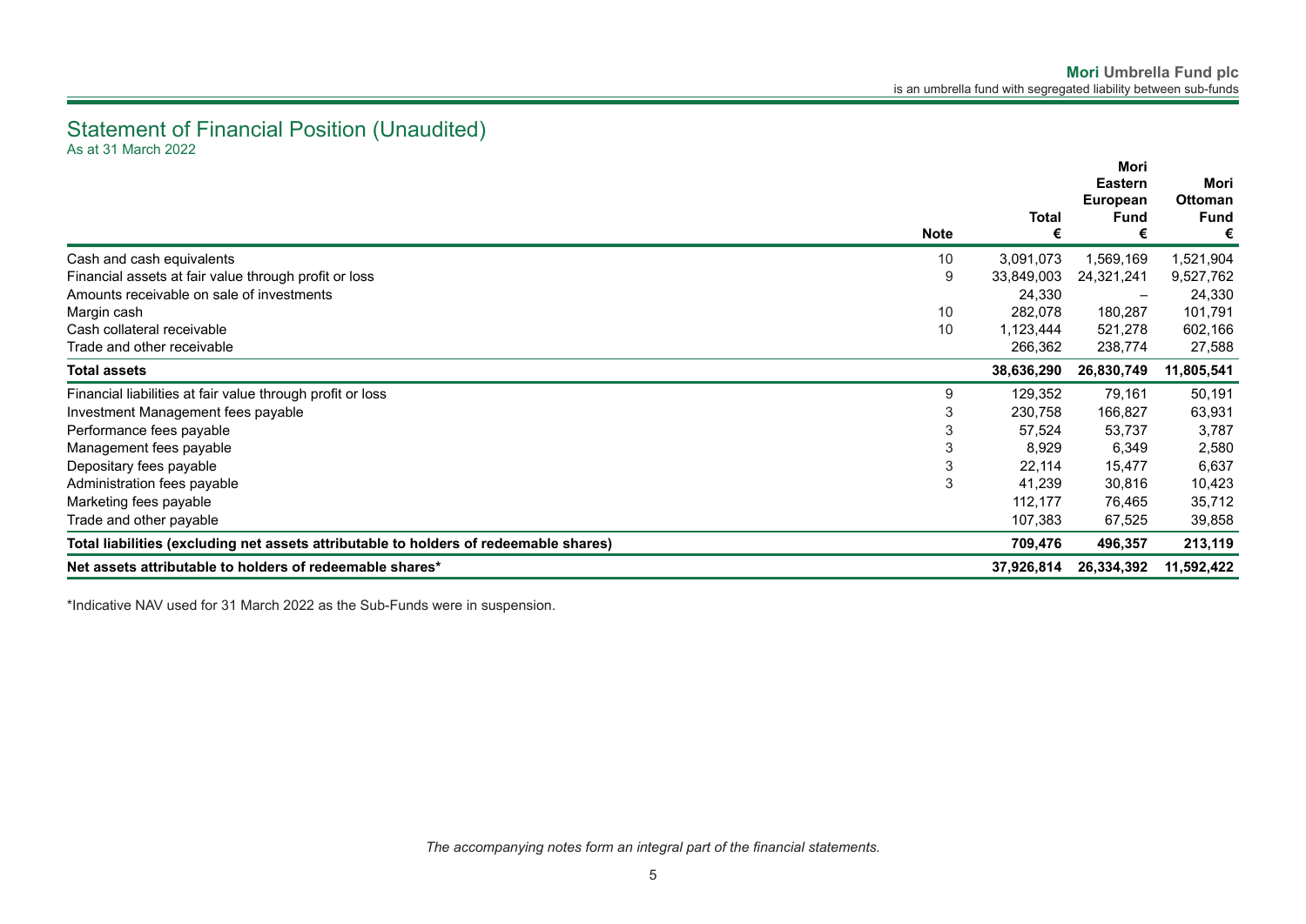## Statement of Financial Position (Unaudited)

As at 31 March 2022

| | Note | Total € | Mori Eastern European Fund € | Mori Ottoman Fund € |
|---|---|---|---|---|
| Cash and cash equivalents | 10 | 3,091,073 | 1,569,169 | 1,521,904 |
| Financial assets at fair value through profit or loss | 9 | 33,849,003 | 24,321,241 | 9,527,762 |
| Amounts receivable on sale of investments | | 24,330 | – | 24,330 |
| Margin cash | 10 | 282,078 | 180,287 | 101,791 |
| Cash collateral receivable | 10 | 1,123,444 | 521,278 | 602,166 |
| Trade and other receivable | | 266,362 | 238,774 | 27,588 |
| **Total assets** | | **38,636,290** | **26,830,749** | **11,805,541** |
| Financial liabilities at fair value through profit or loss | 9 | 129,352 | 79,161 | 50,191 |
| Investment Management fees payable | 3 | 230,758 | 166,827 | 63,931 |
| Performance fees payable | 3 | 57,524 | 53,737 | 3,787 |
| Management fees payable | 3 | 8,929 | 6,349 | 2,580 |
| Depositary fees payable | 3 | 22,114 | 15,477 | 6,637 |
| Administration fees payable | 3 | 41,239 | 30,816 | 10,423 |
| Marketing fees payable | | 112,177 | 76,465 | 35,712 |
| Trade and other payable | | 107,383 | 67,525 | 39,858 |
| **Total liabilities (excluding net assets attributable to holders of redeemable shares)** | | **709,476** | **496,357** | **213,119** |
| **Net assets attributable to holders of redeemable shares*** | | **37,926,814** | **26,334,392** | **11,592,422** |

*Indicative NAV used for 31 March 2022 as the Sub-Funds were in suspension.

*The accompanying notes form an integral part of the financial statements.*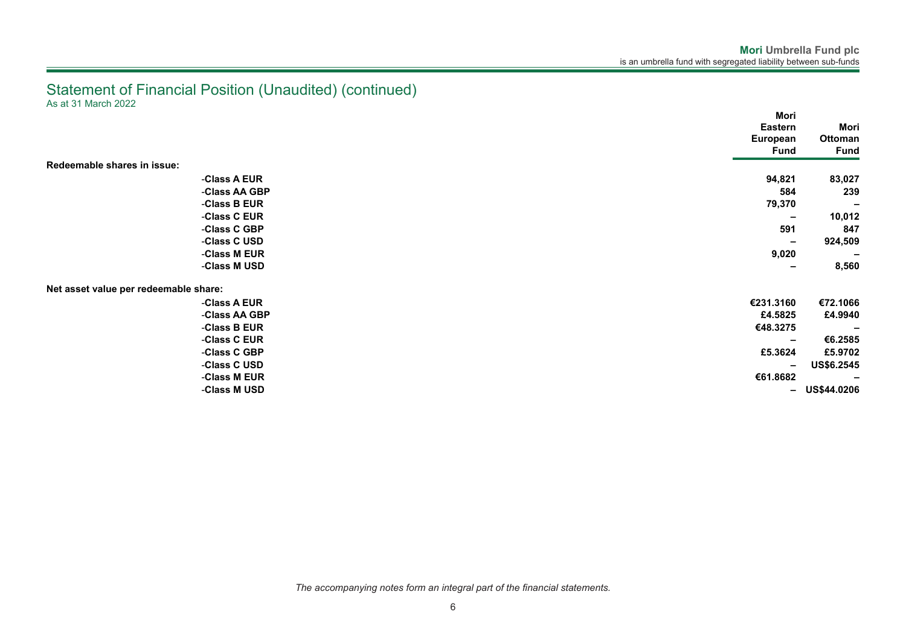# Statement of Financial Position (Unaudited) (continued)

As at 31 March 2022

| | Mori Eastern European Fund | Mori Ottoman Fund |
|---|---|---|
| **Redeemable shares in issue:** | | |
| -Class A EUR | 94,821 | 83,027 |
| -Class AA GBP | 584 | 239 |
| -Class B EUR | 79,370 | – |
| -Class C EUR | – | 10,012 |
| -Class C GBP | 591 | 847 |
| -Class C USD | – | 924,509 |
| -Class M EUR | 9,020 | – |
| -Class M USD | – | 8,560 |
| **Net asset value per redeemable share:** | | |
| -Class A EUR | €231.3160 | €72.1066 |
| -Class AA GBP | £4.5825 | £4.9940 |
| -Class B EUR | €48.3275 | – |
| -Class C EUR | – | €6.2585 |
| -Class C GBP | £5.3624 | £5.9702 |
| -Class C USD | – | US$6.2545 |
| -Class M EUR | €61.8682 | – |
| -Class M USD | – | US$44.0206 |

*The accompanying notes form an integral part of the financial statements.*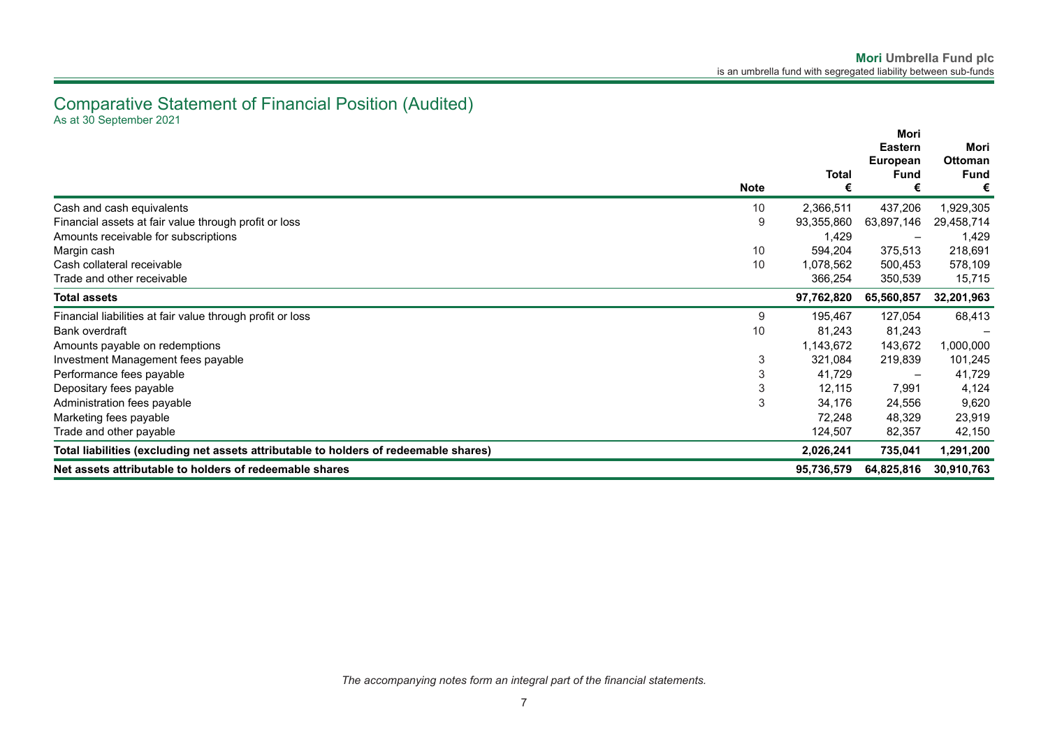# Comparative Statement of Financial Position (Audited)

As at 30 September 2021

| | Note | Total € | Mori Eastern European Fund € | Mori Ottoman Fund € |
|---|---|---|---|---|
| Cash and cash equivalents | 10 | 2,366,511 | 437,206 | 1,929,305 |
| Financial assets at fair value through profit or loss | 9 | 93,355,860 | 63,897,146 | 29,458,714 |
| Amounts receivable for subscriptions | | 1,429 | – | 1,429 |
| Margin cash | 10 | 594,204 | 375,513 | 218,691 |
| Cash collateral receivable | 10 | 1,078,562 | 500,453 | 578,109 |
| Trade and other receivable | | 366,254 | 350,539 | 15,715 |
| **Total assets** | | **97,762,820** | **65,560,857** | **32,201,963** |
| Financial liabilities at fair value through profit or loss | 9 | 195,467 | 127,054 | 68,413 |
| Bank overdraft | 10 | 81,243 | 81,243 | – |
| Amounts payable on redemptions | | 1,143,672 | 143,672 | 1,000,000 |
| Investment Management fees payable | 3 | 321,084 | 219,839 | 101,245 |
| Performance fees payable | 3 | 41,729 | – | 41,729 |
| Depositary fees payable | 3 | 12,115 | 7,991 | 4,124 |
| Administration fees payable | 3 | 34,176 | 24,556 | 9,620 |
| Marketing fees payable | | 72,248 | 48,329 | 23,919 |
| Trade and other payable | | 124,507 | 82,357 | 42,150 |
| **Total liabilities (excluding net assets attributable to holders of redeemable shares)** | | **2,026,241** | **735,041** | **1,291,200** |
| **Net assets attributable to holders of redeemable shares** | | **95,736,579** | **64,825,816** | **30,910,763** |

*The accompanying notes form an integral part of the financial statements.*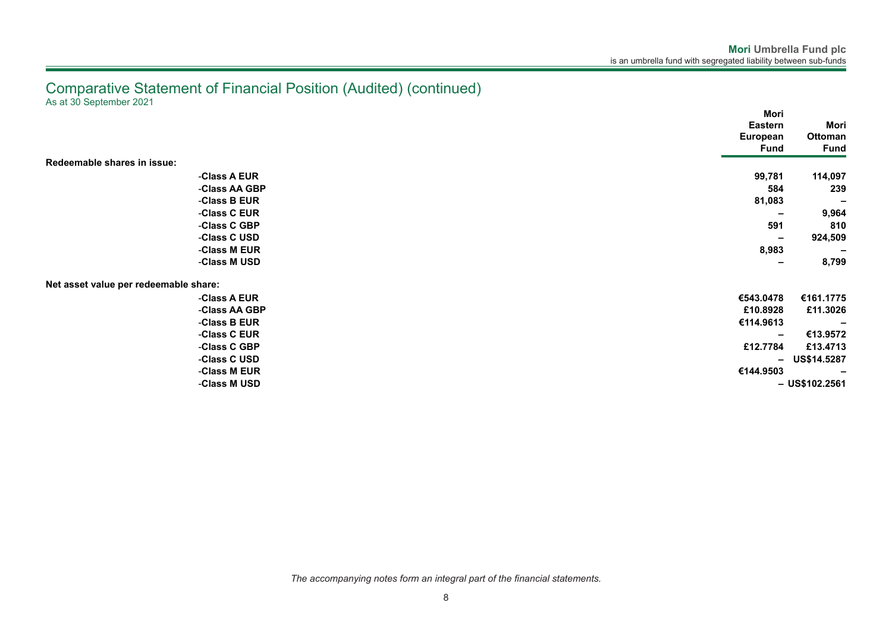# Comparative Statement of Financial Position (Audited) (continued)

As at 30 September 2021

| | Mori Eastern European Fund | Mori Ottoman Fund |
|---|---|---|
| **Redeemable shares in issue:** | | |
| -Class A EUR | 99,781 | 114,097 |
| -Class AA GBP | 584 | 239 |
| -Class B EUR | 81,083 | – |
| -Class C EUR | – | 9,964 |
| -Class C GBP | 591 | 810 |
| -Class C USD | – | 924,509 |
| -Class M EUR | 8,983 | – |
| -Class M USD | – | 8,799 |
| **Net asset value per redeemable share:** | | |
| -Class A EUR | €543.0478 | €161.1775 |
| -Class AA GBP | £10.8928 | £11.3026 |
| -Class B EUR | €114.9613 | – |
| -Class C EUR | – | €13.9572 |
| -Class C GBP | £12.7784 | £13.4713 |
| -Class C USD | – | US$14.5287 |
| -Class M EUR | €144.9503 | – |
| -Class M USD | – | US$102.2561 |

*The accompanying notes form an integral part of the financial statements.*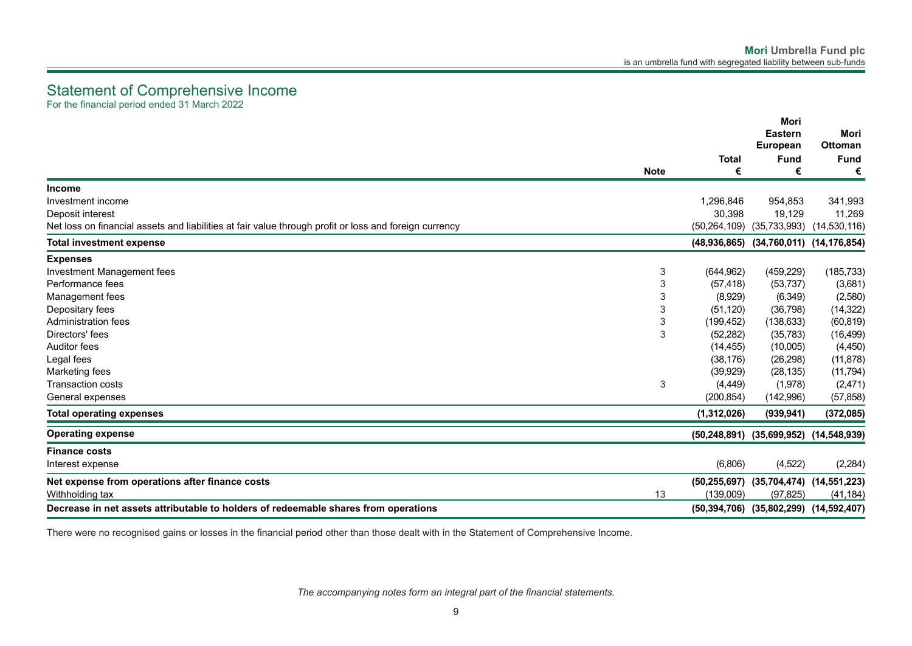# Statement of Comprehensive Income

For the financial period ended 31 March 2022

| | Note | Total<br>€ | Mori Eastern European Fund<br>€ | Mori Ottoman Fund<br>€ |
|---|---|---|---|---|
| **Income** | | | | |
| Investment income | | 1,296,846 | 954,853 | 341,993 |
| Deposit interest | | 30,398 | 19,129 | 11,269 |
| Net loss on financial assets and liabilities at fair value through profit or loss and foreign currency | | (50,264,109) | (35,733,993) | (14,530,116) |
| **Total investment expense** | | **(48,936,865)** | **(34,760,011)** | **(14,176,854)** |
| **Expenses** | | | | |
| Investment Management fees | 3 | (644,962) | (459,229) | (185,733) |
| Performance fees | 3 | (57,418) | (53,737) | (3,681) |
| Management fees | 3 | (8,929) | (6,349) | (2,580) |
| Depositary fees | 3 | (51,120) | (36,798) | (14,322) |
| Administration fees | 3 | (199,452) | (138,633) | (60,819) |
| Directors' fees | 3 | (52,282) | (35,783) | (16,499) |
| Auditor fees | | (14,455) | (10,005) | (4,450) |
| Legal fees | | (38,176) | (26,298) | (11,878) |
| Marketing fees | | (39,929) | (28,135) | (11,794) |
| Transaction costs | 3 | (4,449) | (1,978) | (2,471) |
| General expenses | | (200,854) | (142,996) | (57,858) |
| **Total operating expenses** | | **(1,312,026)** | **(939,941)** | **(372,085)** |
| **Operating expense** | | **(50,248,891)** | **(35,699,952)** | **(14,548,939)** |
| **Finance costs** | | | | |
| Interest expense | | (6,806) | (4,522) | (2,284) |
| **Net expense from operations after finance costs** | | **(50,255,697)** | **(35,704,474)** | **(14,551,223)** |
| Withholding tax | 13 | (139,009) | (97,825) | (41,184) |
| **Decrease in net assets attributable to holders of redeemable shares from operations** | | **(50,394,706)** | **(35,802,299)** | **(14,592,407)** |

There were no recognised gains or losses in the financial period other than those dealt with in the Statement of Comprehensive Income.

*The accompanying notes form an integral part of the financial statements.*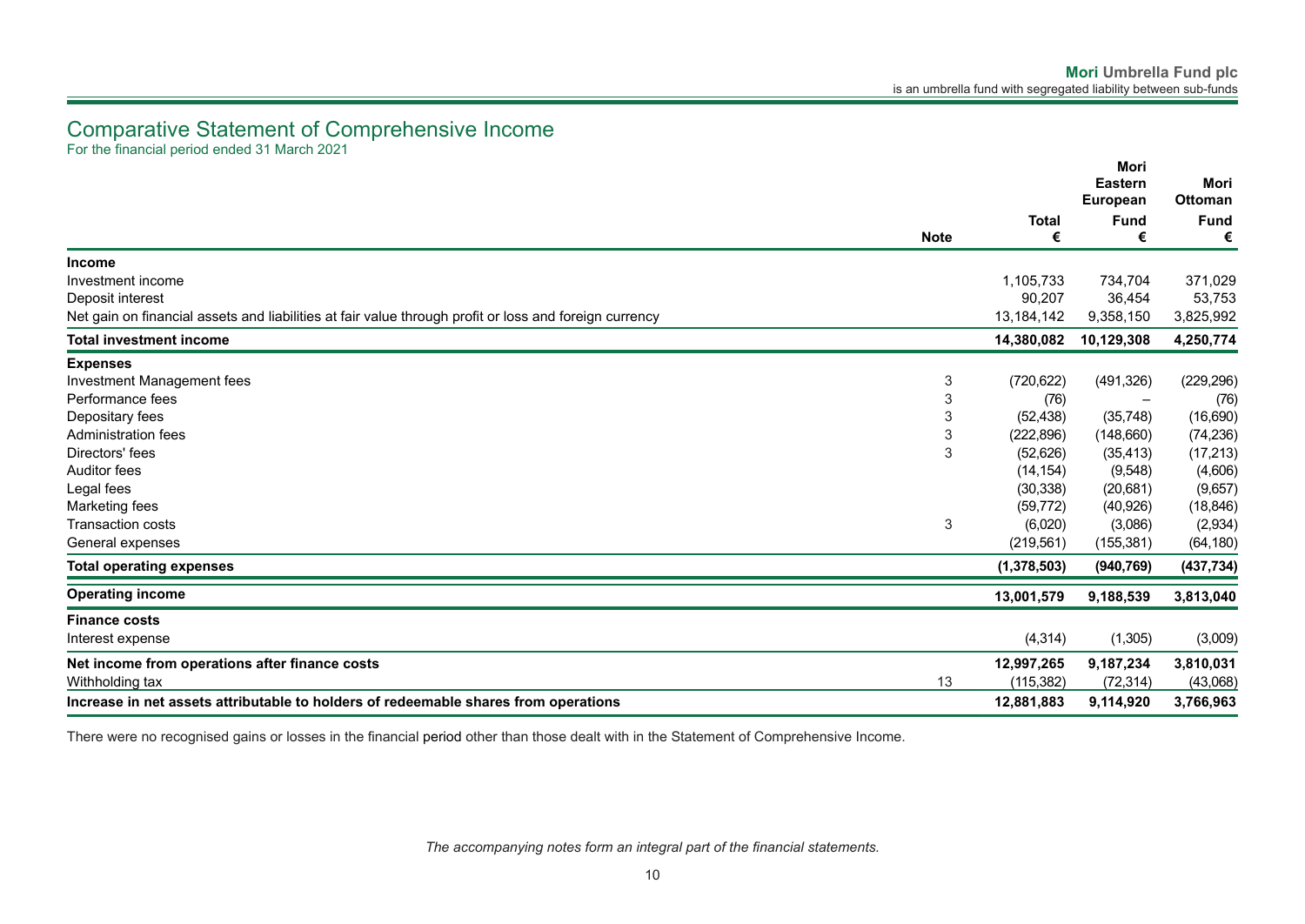# Comparative Statement of Comprehensive Income

For the financial period ended 31 March 2021

| | Note | Total € | Mori Eastern European Fund € | Mori Ottoman Fund € |
|---|---|---|---|---|
| **Income** | | | | |
| Investment income | | 1,105,733 | 734,704 | 371,029 |
| Deposit interest | | 90,207 | 36,454 | 53,753 |
| Net gain on financial assets and liabilities at fair value through profit or loss and foreign currency | | 13,184,142 | 9,358,150 | 3,825,992 |
| **Total investment income** | | **14,380,082** | **10,129,308** | **4,250,774** |
| **Expenses** | | | | |
| Investment Management fees | 3 | (720,622) | (491,326) | (229,296) |
| Performance fees | 3 | (76) | – | (76) |
| Depositary fees | 3 | (52,438) | (35,748) | (16,690) |
| Administration fees | 3 | (222,896) | (148,660) | (74,236) |
| Directors' fees | 3 | (52,626) | (35,413) | (17,213) |
| Auditor fees | | (14,154) | (9,548) | (4,606) |
| Legal fees | | (30,338) | (20,681) | (9,657) |
| Marketing fees | | (59,772) | (40,926) | (18,846) |
| Transaction costs | 3 | (6,020) | (3,086) | (2,934) |
| General expenses | | (219,561) | (155,381) | (64,180) |
| **Total operating expenses** | | **(1,378,503)** | **(940,769)** | **(437,734)** |
| **Operating income** | | **13,001,579** | **9,188,539** | **3,813,040** |
| **Finance costs** | | | | |
| Interest expense | | (4,314) | (1,305) | (3,009) |
| **Net income from operations after finance costs** | | **12,997,265** | **9,187,234** | **3,810,031** |
| Withholding tax | 13 | (115,382) | (72,314) | (43,068) |
| **Increase in net assets attributable to holders of redeemable shares from operations** | | **12,881,883** | **9,114,920** | **3,766,963** |

There were no recognised gains or losses in the financial period other than those dealt with in the Statement of Comprehensive Income.

*The accompanying notes form an integral part of the financial statements.*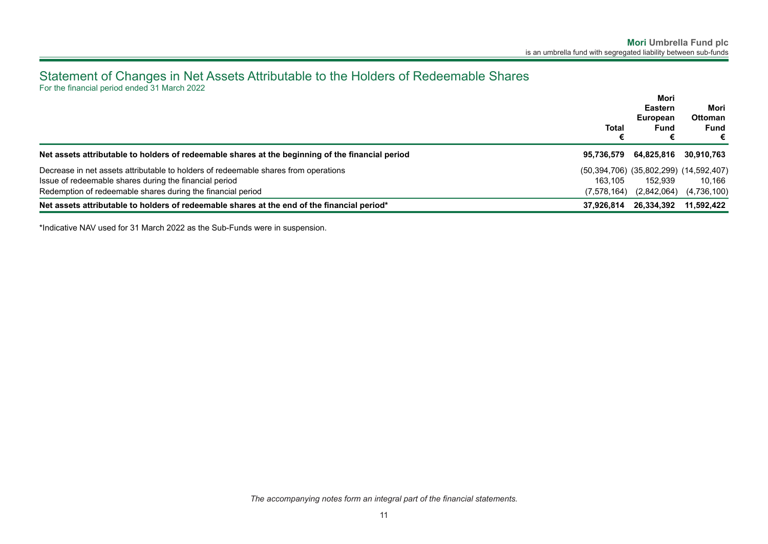# Statement of Changes in Net Assets Attributable to the Holders of Redeemable Shares

For the financial period ended 31 March 2022

| | Total<br>€ | Mori Eastern European Fund<br>€ | Mori Ottoman Fund<br>€ |
|---|---|---|---|
| **Net assets attributable to holders of redeemable shares at the beginning of the financial period** | **95,736,579** | **64,825,816** | **30,910,763** |
| Decrease in net assets attributable to holders of redeemable shares from operations | (50,394,706) | (35,802,299) | (14,592,407) |
| Issue of redeemable shares during the financial period | 163,105 | 152,939 | 10,166 |
| Redemption of redeemable shares during the financial period | (7,578,164) | (2,842,064) | (4,736,100) |
| **Net assets attributable to holders of redeemable shares at the end of the financial period*** | **37,926,814** | **26,334,392** | **11,592,422** |

*Indicative NAV used for 31 March 2022 as the Sub-Funds were in suspension.

*The accompanying notes form an integral part of the financial statements.*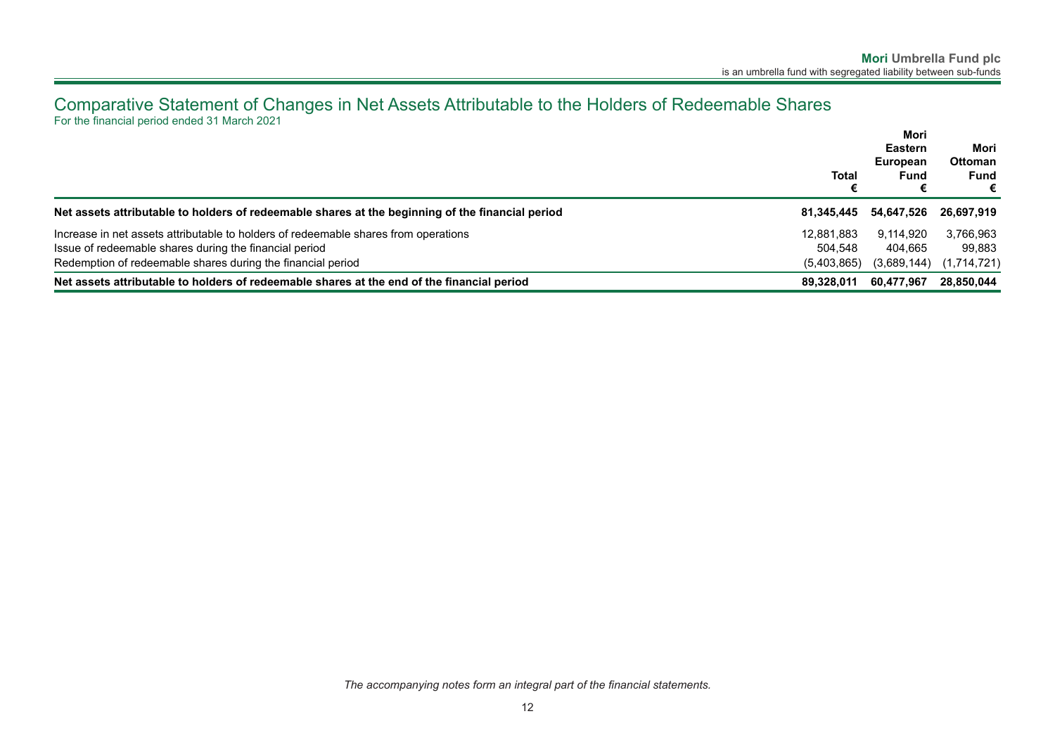# Comparative Statement of Changes in Net Assets Attributable to the Holders of Redeemable Shares

For the financial period ended 31 March 2021

| | Total € | Mori Eastern European Fund € | Mori Ottoman Fund € |
|---|---|---|---|
| **Net assets attributable to holders of redeemable shares at the beginning of the financial period** | **81,345,445** | **54,647,526** | **26,697,919** |
| Increase in net assets attributable to holders of redeemable shares from operations | 12,881,883 | 9,114,920 | 3,766,963 |
| Issue of redeemable shares during the financial period | 504,548 | 404,665 | 99,883 |
| Redemption of redeemable shares during the financial period | (5,403,865) | (3,689,144) | (1,714,721) |
| **Net assets attributable to holders of redeemable shares at the end of the financial period** | **89,328,011** | **60,477,967** | **28,850,044** |

*The accompanying notes form an integral part of the financial statements.*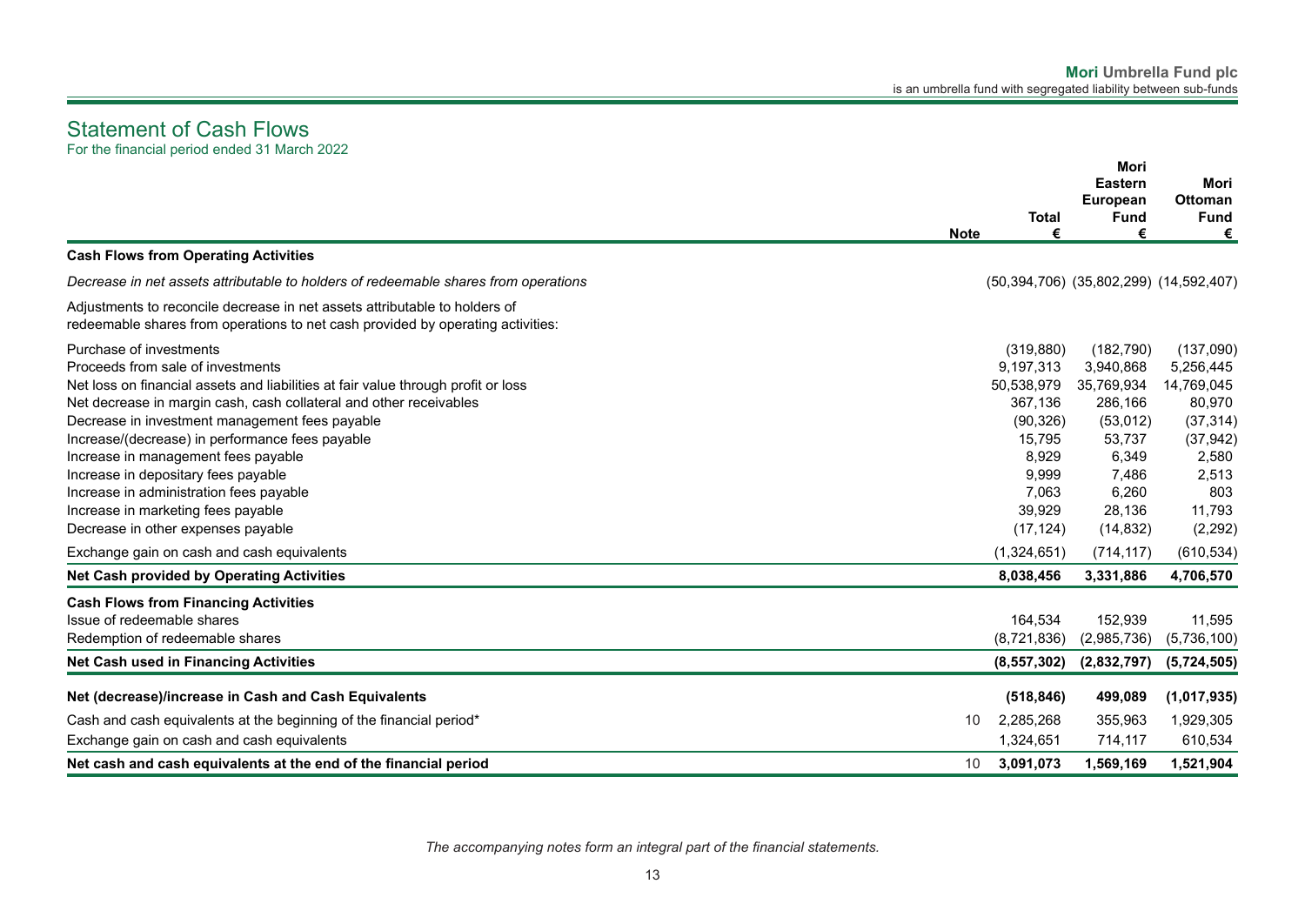# Statement of Cash Flows

For the financial period ended 31 March 2022

| | Note | Total € | Mori Eastern European Fund € | Mori Ottoman Fund € |
|---|---|---|---|---|
| **Cash Flows from Operating Activities** | | | | |
| *Decrease in net assets attributable to holders of redeemable shares from operations* | | (50,394,706) | (35,802,299) | (14,592,407) |
| Adjustments to reconcile decrease in net assets attributable to holders of redeemable shares from operations to net cash provided by operating activities: | | | | |
| Purchase of investments | | (319,880) | (182,790) | (137,090) |
| Proceeds from sale of investments | | 9,197,313 | 3,940,868 | 5,256,445 |
| Net loss on financial assets and liabilities at fair value through profit or loss | | 50,538,979 | 35,769,934 | 14,769,045 |
| Net decrease in margin cash, cash collateral and other receivables | | 367,136 | 286,166 | 80,970 |
| Decrease in investment management fees payable | | (90,326) | (53,012) | (37,314) |
| Increase/(decrease) in performance fees payable | | 15,795 | 53,737 | (37,942) |
| Increase in management fees payable | | 8,929 | 6,349 | 2,580 |
| Increase in depositary fees payable | | 9,999 | 7,486 | 2,513 |
| Increase in administration fees payable | | 7,063 | 6,260 | 803 |
| Increase in marketing fees payable | | 39,929 | 28,136 | 11,793 |
| Decrease in other expenses payable | | (17,124) | (14,832) | (2,292) |
| Exchange gain on cash and cash equivalents | | (1,324,651) | (714,117) | (610,534) |
| **Net Cash provided by Operating Activities** | | **8,038,456** | **3,331,886** | **4,706,570** |
| **Cash Flows from Financing Activities** | | | | |
| Issue of redeemable shares | | 164,534 | 152,939 | 11,595 |
| Redemption of redeemable shares | | (8,721,836) | (2,985,736) | (5,736,100) |
| **Net Cash used in Financing Activities** | | **(8,557,302)** | **(2,832,797)** | **(5,724,505)** |
| **Net (decrease)/increase in Cash and Cash Equivalents** | | **(518,846)** | **499,089** | **(1,017,935)** |
| Cash and cash equivalents at the beginning of the financial period* | 10 | 2,285,268 | 355,963 | 1,929,305 |
| Exchange gain on cash and cash equivalents | | 1,324,651 | 714,117 | 610,534 |
| **Net cash and cash equivalents at the end of the financial period** | 10 | **3,091,073** | **1,569,169** | **1,521,904** |

*The accompanying notes form an integral part of the financial statements.*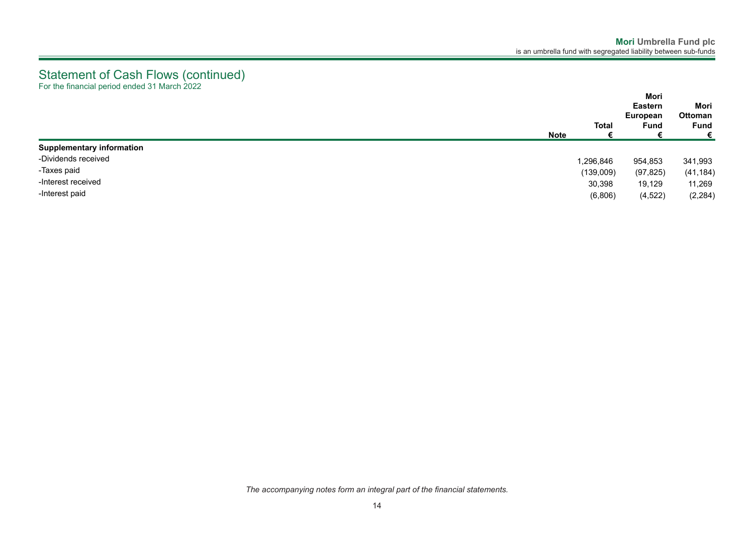# Statement of Cash Flows (continued)

For the financial period ended 31 March 2022

| | Note | Total € | Mori Eastern European Fund € | Mori Ottoman Fund € |
|---|---|---|---|---|
| **Supplementary information** | | | | |
| -Dividends received | | 1,296,846 | 954,853 | 341,993 |
| -Taxes paid | | (139,009) | (97,825) | (41,184) |
| -Interest received | | 30,398 | 19,129 | 11,269 |
| -Interest paid | | (6,806) | (4,522) | (2,284) |

*The accompanying notes form an integral part of the financial statements.*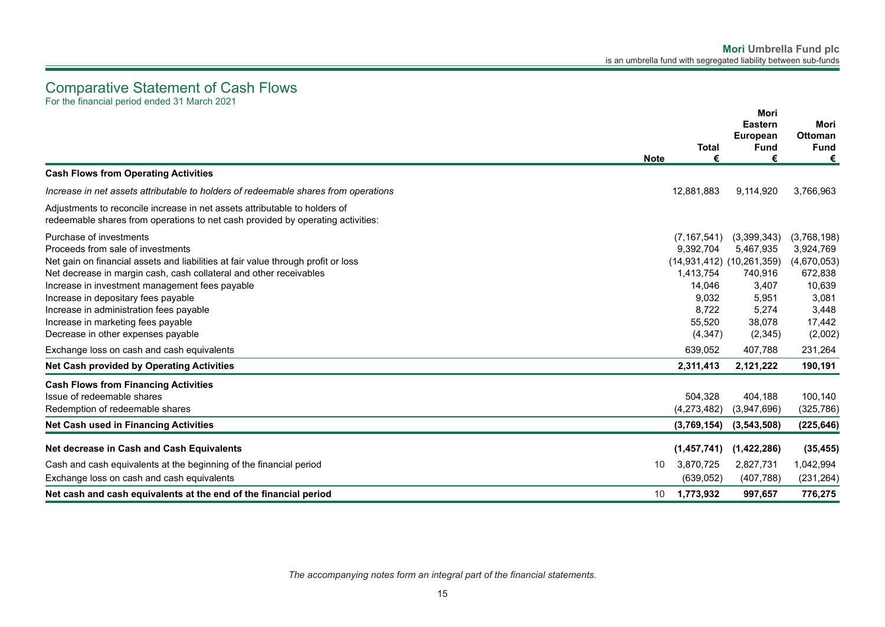# Comparative Statement of Cash Flows

For the financial period ended 31 March 2021

| | Note | Total € | Mori Eastern European Fund € | Mori Ottoman Fund € |
|---|---|---|---|---|
| **Cash Flows from Operating Activities** | | | | |
| *Increase in net assets attributable to holders of redeemable shares from operations* | | 12,881,883 | 9,114,920 | 3,766,963 |
| Adjustments to reconcile increase in net assets attributable to holders of redeemable shares from operations to net cash provided by operating activities: | | | | |
| Purchase of investments | | (7,167,541) | (3,399,343) | (3,768,198) |
| Proceeds from sale of investments | | 9,392,704 | 5,467,935 | 3,924,769 |
| Net gain on financial assets and liabilities at fair value through profit or loss | | (14,931,412) | (10,261,359) | (4,670,053) |
| Net decrease in margin cash, cash collateral and other receivables | | 1,413,754 | 740,916 | 672,838 |
| Increase in investment management fees payable | | 14,046 | 3,407 | 10,639 |
| Increase in depositary fees payable | | 9,032 | 5,951 | 3,081 |
| Increase in administration fees payable | | 8,722 | 5,274 | 3,448 |
| Increase in marketing fees payable | | 55,520 | 38,078 | 17,442 |
| Decrease in other expenses payable | | (4,347) | (2,345) | (2,002) |
| Exchange loss on cash and cash equivalents | | 639,052 | 407,788 | 231,264 |
| **Net Cash provided by Operating Activities** | | **2,311,413** | **2,121,222** | **190,191** |
| **Cash Flows from Financing Activities** | | | | |
| Issue of redeemable shares | | 504,328 | 404,188 | 100,140 |
| Redemption of redeemable shares | | (4,273,482) | (3,947,696) | (325,786) |
| **Net Cash used in Financing Activities** | | **(3,769,154)** | **(3,543,508)** | **(225,646)** |
| **Net decrease in Cash and Cash Equivalents** | | **(1,457,741)** | **(1,422,286)** | **(35,455)** |
| Cash and cash equivalents at the beginning of the financial period | 10 | 3,870,725 | 2,827,731 | 1,042,994 |
| Exchange loss on cash and cash equivalents | | (639,052) | (407,788) | (231,264) |
| **Net cash and cash equivalents at the end of the financial period** | 10 | **1,773,932** | **997,657** | **776,275** |

*The accompanying notes form an integral part of the financial statements.*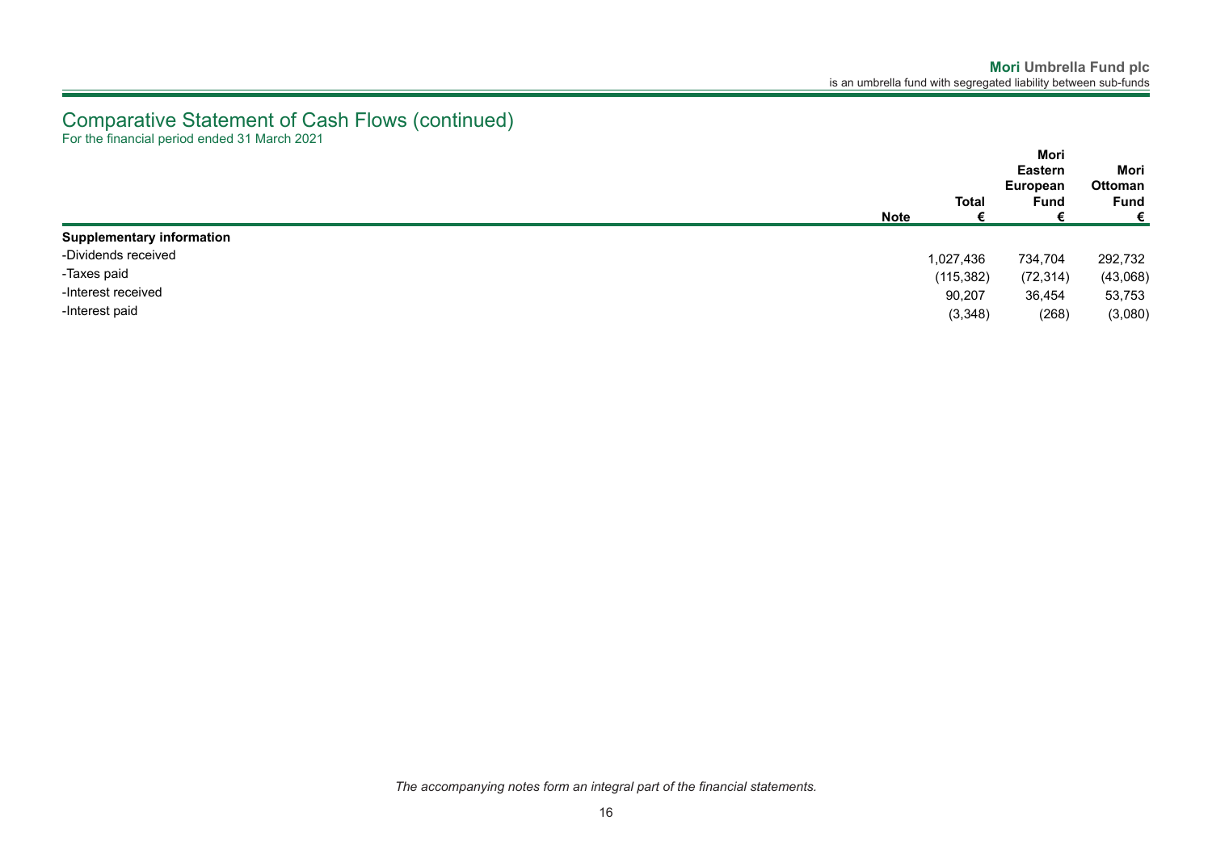# Comparative Statement of Cash Flows (continued)

For the financial period ended 31 March 2021

| | Note | Total € | Mori Eastern European Fund € | Mori Ottoman Fund € |
|---|---|---|---|---|
| **Supplementary information** | | | | |
| -Dividends received | | 1,027,436 | 734,704 | 292,732 |
| -Taxes paid | | (115,382) | (72,314) | (43,068) |
| -Interest received | | 90,207 | 36,454 | 53,753 |
| -Interest paid | | (3,348) | (268) | (3,080) |

*The accompanying notes form an integral part of the financial statements.*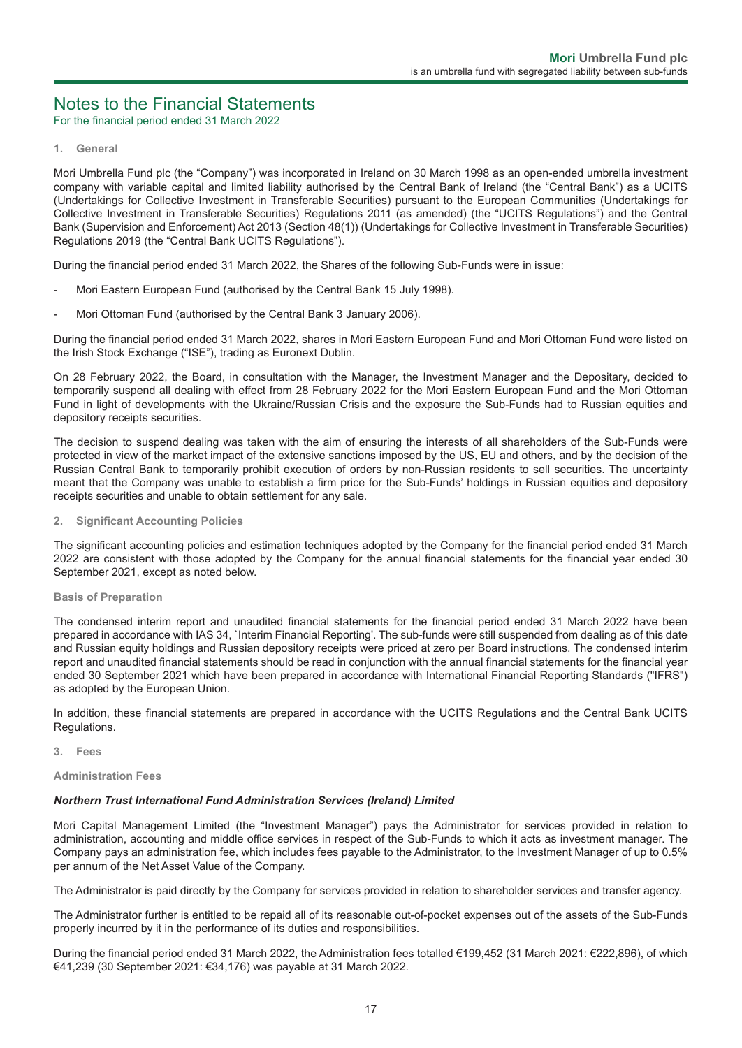# Notes to the Financial Statements

For the financial period ended 31 March 2022

## 1. General

Mori Umbrella Fund plc (the "Company") was incorporated in Ireland on 30 March 1998 as an open-ended umbrella investment company with variable capital and limited liability authorised by the Central Bank of Ireland (the "Central Bank") as a UCITS (Undertakings for Collective Investment in Transferable Securities) pursuant to the European Communities (Undertakings for Collective Investment in Transferable Securities) Regulations 2011 (as amended) (the "UCITS Regulations") and the Central Bank (Supervision and Enforcement) Act 2013 (Section 48(1)) (Undertakings for Collective Investment in Transferable Securities) Regulations 2019 (the "Central Bank UCITS Regulations").

During the financial period ended 31 March 2022, the Shares of the following Sub-Funds were in issue:

- Mori Eastern European Fund (authorised by the Central Bank 15 July 1998).
- Mori Ottoman Fund (authorised by the Central Bank 3 January 2006).

During the financial period ended 31 March 2022, shares in Mori Eastern European Fund and Mori Ottoman Fund were listed on the Irish Stock Exchange ("ISE"), trading as Euronext Dublin.

On 28 February 2022, the Board, in consultation with the Manager, the Investment Manager and the Depositary, decided to temporarily suspend all dealing with effect from 28 February 2022 for the Mori Eastern European Fund and the Mori Ottoman Fund in light of developments with the Ukraine/Russian Crisis and the exposure the Sub-Funds had to Russian equities and depository receipts securities.

The decision to suspend dealing was taken with the aim of ensuring the interests of all shareholders of the Sub-Funds were protected in view of the market impact of the extensive sanctions imposed by the US, EU and others, and by the decision of the Russian Central Bank to temporarily prohibit execution of orders by non-Russian residents to sell securities. The uncertainty meant that the Company was unable to establish a firm price for the Sub-Funds' holdings in Russian equities and depository receipts securities and unable to obtain settlement for any sale.

## 2. Significant Accounting Policies

The significant accounting policies and estimation techniques adopted by the Company for the financial period ended 31 March 2022 are consistent with those adopted by the Company for the annual financial statements for the financial year ended 30 September 2021, except as noted below.

### Basis of Preparation

The condensed interim report and unaudited financial statements for the financial period ended 31 March 2022 have been prepared in accordance with IAS 34, `Interim Financial Reporting'. The sub-funds were still suspended from dealing as of this date and Russian equity holdings and Russian depository receipts were priced at zero per Board instructions. The condensed interim report and unaudited financial statements should be read in conjunction with the annual financial statements for the financial year ended 30 September 2021 which have been prepared in accordance with International Financial Reporting Standards ("IFRS") as adopted by the European Union.

In addition, these financial statements are prepared in accordance with the UCITS Regulations and the Central Bank UCITS Regulations.

## 3. Fees

### Administration Fees

***Northern Trust International Fund Administration Services (Ireland) Limited***

Mori Capital Management Limited (the "Investment Manager") pays the Administrator for services provided in relation to administration, accounting and middle office services in respect of the Sub-Funds to which it acts as investment manager. The Company pays an administration fee, which includes fees payable to the Administrator, to the Investment Manager of up to 0.5% per annum of the Net Asset Value of the Company.

The Administrator is paid directly by the Company for services provided in relation to shareholder services and transfer agency.

The Administrator further is entitled to be repaid all of its reasonable out-of-pocket expenses out of the assets of the Sub-Funds properly incurred by it in the performance of its duties and responsibilities.

During the financial period ended 31 March 2022, the Administration fees totalled €199,452 (31 March 2021: €222,896), of which €41,239 (30 September 2021: €34,176) was payable at 31 March 2022.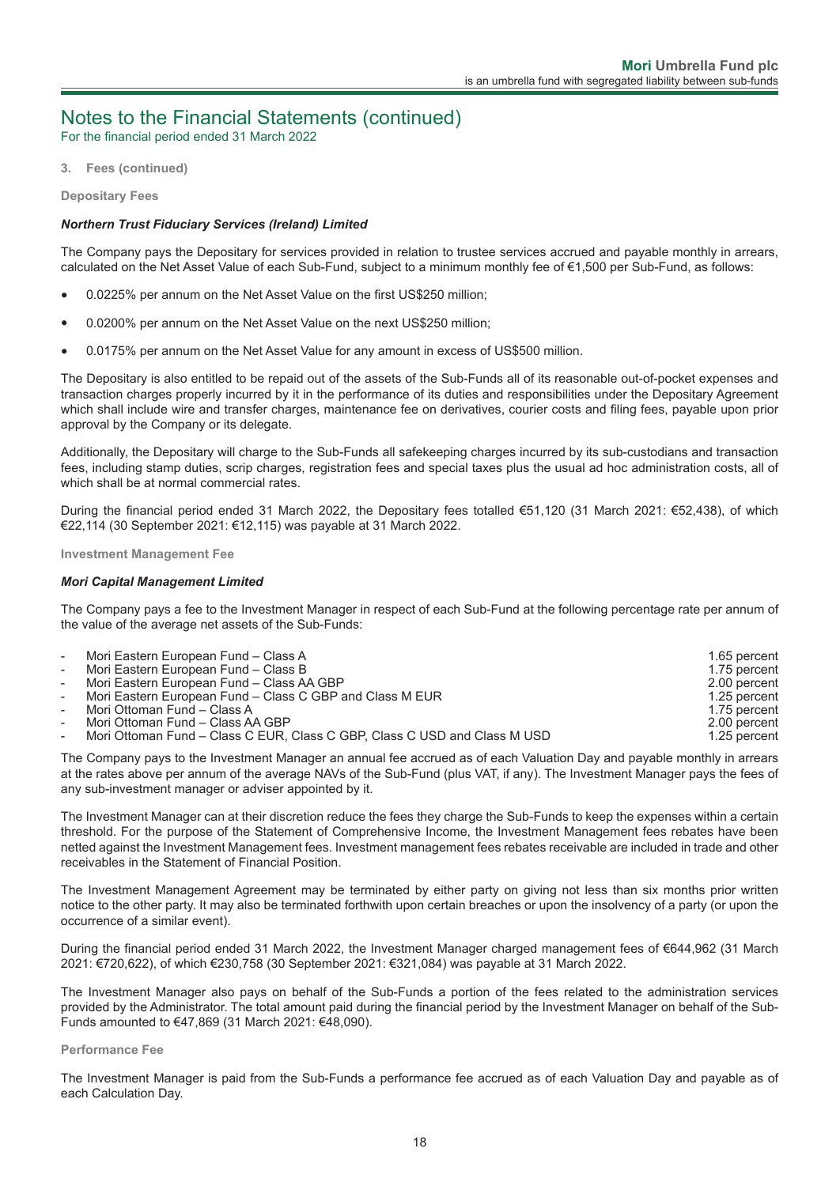## Notes to the Financial Statements (continued)

For the financial period ended 31 March 2022

**3. Fees (continued)**

**Depositary Fees**

***Northern Trust Fiduciary Services (Ireland) Limited***

The Company pays the Depositary for services provided in relation to trustee services accrued and payable monthly in arrears, calculated on the Net Asset Value of each Sub-Fund, subject to a minimum monthly fee of €1,500 per Sub-Fund, as follows:

- 0.0225% per annum on the Net Asset Value on the first US$250 million;
- 0.0200% per annum on the Net Asset Value on the next US$250 million;
- 0.0175% per annum on the Net Asset Value for any amount in excess of US$500 million.

The Depositary is also entitled to be repaid out of the assets of the Sub-Funds all of its reasonable out-of-pocket expenses and transaction charges properly incurred by it in the performance of its duties and responsibilities under the Depositary Agreement which shall include wire and transfer charges, maintenance fee on derivatives, courier costs and filing fees, payable upon prior approval by the Company or its delegate.

Additionally, the Depositary will charge to the Sub-Funds all safekeeping charges incurred by its sub-custodians and transaction fees, including stamp duties, scrip charges, registration fees and special taxes plus the usual ad hoc administration costs, all of which shall be at normal commercial rates.

During the financial period ended 31 March 2022, the Depositary fees totalled €51,120 (31 March 2021: €52,438), of which €22,114 (30 September 2021: €12,115) was payable at 31 March 2022.

**Investment Management Fee**

***Mori Capital Management Limited***

The Company pays a fee to the Investment Manager in respect of each Sub-Fund at the following percentage rate per annum of the value of the average net assets of the Sub-Funds:

| | |
|---|---|
| - Mori Eastern European Fund – Class A | 1.65 percent |
| - Mori Eastern European Fund – Class B | 1.75 percent |
| - Mori Eastern European Fund – Class AA GBP | 2.00 percent |
| - Mori Eastern European Fund – Class C GBP and Class M EUR | 1.25 percent |
| - Mori Ottoman Fund – Class A | 1.75 percent |
| - Mori Ottoman Fund – Class AA GBP | 2.00 percent |
| - Mori Ottoman Fund – Class C EUR, Class C GBP, Class C USD and Class M USD | 1.25 percent |

The Company pays to the Investment Manager an annual fee accrued as of each Valuation Day and payable monthly in arrears at the rates above per annum of the average NAVs of the Sub-Fund (plus VAT, if any). The Investment Manager pays the fees of any sub-investment manager or adviser appointed by it.

The Investment Manager can at their discretion reduce the fees they charge the Sub-Funds to keep the expenses within a certain threshold. For the purpose of the Statement of Comprehensive Income, the Investment Management fees rebates have been netted against the Investment Management fees. Investment management fees rebates receivable are included in trade and other receivables in the Statement of Financial Position.

The Investment Management Agreement may be terminated by either party on giving not less than six months prior written notice to the other party. It may also be terminated forthwith upon certain breaches or upon the insolvency of a party (or upon the occurrence of a similar event).

During the financial period ended 31 March 2022, the Investment Manager charged management fees of €644,962 (31 March 2021: €720,622), of which €230,758 (30 September 2021: €321,084) was payable at 31 March 2022.

The Investment Manager also pays on behalf of the Sub-Funds a portion of the fees related to the administration services provided by the Administrator. The total amount paid during the financial period by the Investment Manager on behalf of the Sub-Funds amounted to €47,869 (31 March 2021: €48,090).

**Performance Fee**

The Investment Manager is paid from the Sub-Funds a performance fee accrued as of each Valuation Day and payable as of each Calculation Day.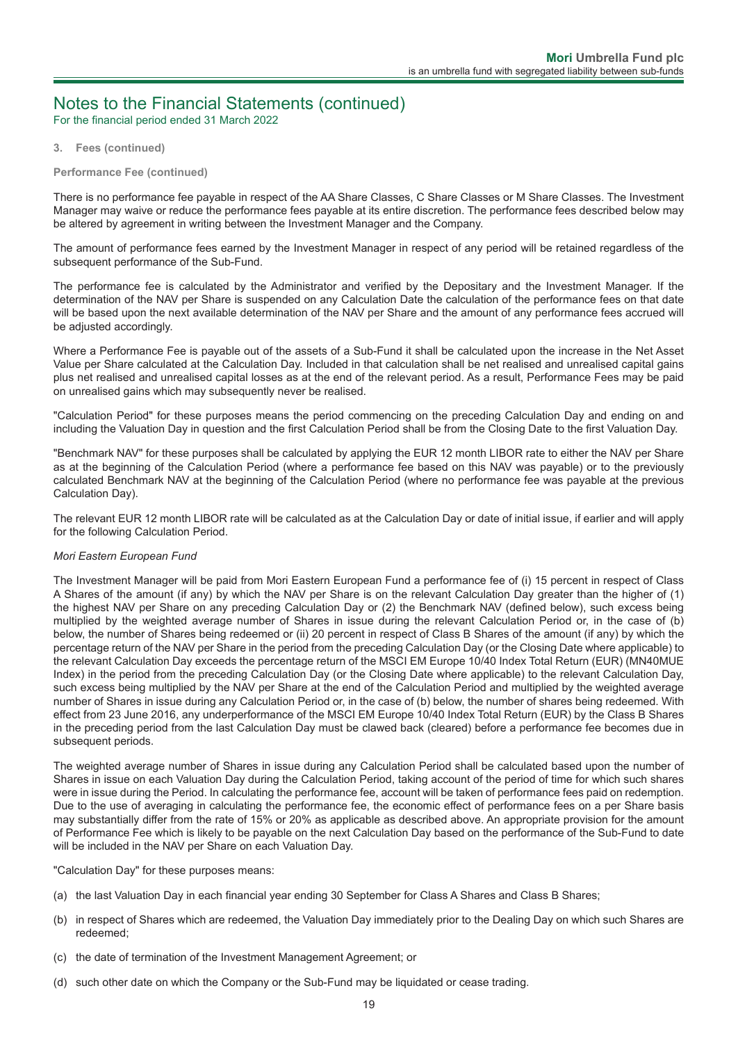# Notes to the Financial Statements (continued)

For the financial period ended 31 March 2022

**3. Fees (continued)**

**Performance Fee (continued)**

There is no performance fee payable in respect of the AA Share Classes, C Share Classes or M Share Classes. The Investment Manager may waive or reduce the performance fees payable at its entire discretion. The performance fees described below may be altered by agreement in writing between the Investment Manager and the Company.

The amount of performance fees earned by the Investment Manager in respect of any period will be retained regardless of the subsequent performance of the Sub-Fund.

The performance fee is calculated by the Administrator and verified by the Depositary and the Investment Manager. If the determination of the NAV per Share is suspended on any Calculation Date the calculation of the performance fees on that date will be based upon the next available determination of the NAV per Share and the amount of any performance fees accrued will be adjusted accordingly.

Where a Performance Fee is payable out of the assets of a Sub-Fund it shall be calculated upon the increase in the Net Asset Value per Share calculated at the Calculation Day. Included in that calculation shall be net realised and unrealised capital gains plus net realised and unrealised capital losses as at the end of the relevant period. As a result, Performance Fees may be paid on unrealised gains which may subsequently never be realised.

"Calculation Period" for these purposes means the period commencing on the preceding Calculation Day and ending on and including the Valuation Day in question and the first Calculation Period shall be from the Closing Date to the first Valuation Day.

"Benchmark NAV" for these purposes shall be calculated by applying the EUR 12 month LIBOR rate to either the NAV per Share as at the beginning of the Calculation Period (where a performance fee based on this NAV was payable) or to the previously calculated Benchmark NAV at the beginning of the Calculation Period (where no performance fee was payable at the previous Calculation Day).

The relevant EUR 12 month LIBOR rate will be calculated as at the Calculation Day or date of initial issue, if earlier and will apply for the following Calculation Period.

*Mori Eastern European Fund*

The Investment Manager will be paid from Mori Eastern European Fund a performance fee of (i) 15 percent in respect of Class A Shares of the amount (if any) by which the NAV per Share is on the relevant Calculation Day greater than the higher of (1) the highest NAV per Share on any preceding Calculation Day or (2) the Benchmark NAV (defined below), such excess being multiplied by the weighted average number of Shares in issue during the relevant Calculation Period or, in the case of (b) below, the number of Shares being redeemed or (ii) 20 percent in respect of Class B Shares of the amount (if any) by which the percentage return of the NAV per Share in the period from the preceding Calculation Day (or the Closing Date where applicable) to the relevant Calculation Day exceeds the percentage return of the MSCI EM Europe 10/40 Index Total Return (EUR) (MN40MUE Index) in the period from the preceding Calculation Day (or the Closing Date where applicable) to the relevant Calculation Day, such excess being multiplied by the NAV per Share at the end of the Calculation Period and multiplied by the weighted average number of Shares in issue during any Calculation Period or, in the case of (b) below, the number of shares being redeemed. With effect from 23 June 2016, any underperformance of the MSCI EM Europe 10/40 Index Total Return (EUR) by the Class B Shares in the preceding period from the last Calculation Day must be clawed back (cleared) before a performance fee becomes due in subsequent periods.

The weighted average number of Shares in issue during any Calculation Period shall be calculated based upon the number of Shares in issue on each Valuation Day during the Calculation Period, taking account of the period of time for which such shares were in issue during the Period. In calculating the performance fee, account will be taken of performance fees paid on redemption. Due to the use of averaging in calculating the performance fee, the economic effect of performance fees on a per Share basis may substantially differ from the rate of 15% or 20% as applicable as described above. An appropriate provision for the amount of Performance Fee which is likely to be payable on the next Calculation Day based on the performance of the Sub-Fund to date will be included in the NAV per Share on each Valuation Day.

"Calculation Day" for these purposes means:

(a) the last Valuation Day in each financial year ending 30 September for Class A Shares and Class B Shares;

(b) in respect of Shares which are redeemed, the Valuation Day immediately prior to the Dealing Day on which such Shares are redeemed;

(c) the date of termination of the Investment Management Agreement; or

(d) such other date on which the Company or the Sub-Fund may be liquidated or cease trading.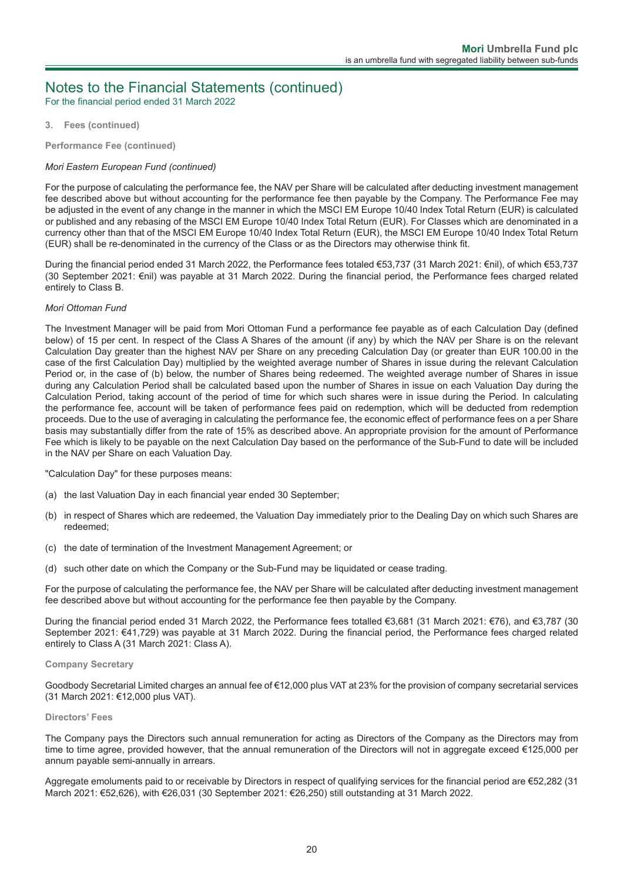# Notes to the Financial Statements (continued)

For the financial period ended 31 March 2022

**3. Fees (continued)**

**Performance Fee (continued)**

*Mori Eastern European Fund (continued)*

For the purpose of calculating the performance fee, the NAV per Share will be calculated after deducting investment management fee described above but without accounting for the performance fee then payable by the Company. The Performance Fee may be adjusted in the event of any change in the manner in which the MSCI EM Europe 10/40 Index Total Return (EUR) is calculated or published and any rebasing of the MSCI EM Europe 10/40 Index Total Return (EUR). For Classes which are denominated in a currency other than that of the MSCI EM Europe 10/40 Index Total Return (EUR), the MSCI EM Europe 10/40 Index Total Return (EUR) shall be re-denominated in the currency of the Class or as the Directors may otherwise think fit.

During the financial period ended 31 March 2022, the Performance fees totaled €53,737 (31 March 2021: €nil), of which €53,737 (30 September 2021: €nil) was payable at 31 March 2022. During the financial period, the Performance fees charged related entirely to Class B.

*Mori Ottoman Fund*

The Investment Manager will be paid from Mori Ottoman Fund a performance fee payable as of each Calculation Day (defined below) of 15 per cent. In respect of the Class A Shares of the amount (if any) by which the NAV per Share is on the relevant Calculation Day greater than the highest NAV per Share on any preceding Calculation Day (or greater than EUR 100.00 in the case of the first Calculation Day) multiplied by the weighted average number of Shares in issue during the relevant Calculation Period or, in the case of (b) below, the number of Shares being redeemed. The weighted average number of Shares in issue during any Calculation Period shall be calculated based upon the number of Shares in issue on each Valuation Day during the Calculation Period, taking account of the period of time for which such shares were in issue during the Period. In calculating the performance fee, account will be taken of performance fees paid on redemption, which will be deducted from redemption proceeds. Due to the use of averaging in calculating the performance fee, the economic effect of performance fees on a per Share basis may substantially differ from the rate of 15% as described above. An appropriate provision for the amount of Performance Fee which is likely to be payable on the next Calculation Day based on the performance of the Sub-Fund to date will be included in the NAV per Share on each Valuation Day.

"Calculation Day" for these purposes means:

(a) the last Valuation Day in each financial year ended 30 September;

(b) in respect of Shares which are redeemed, the Valuation Day immediately prior to the Dealing Day on which such Shares are redeemed;

(c) the date of termination of the Investment Management Agreement; or

(d) such other date on which the Company or the Sub-Fund may be liquidated or cease trading.

For the purpose of calculating the performance fee, the NAV per Share will be calculated after deducting investment management fee described above but without accounting for the performance fee then payable by the Company.

During the financial period ended 31 March 2022, the Performance fees totalled €3,681 (31 March 2021: €76), and €3,787 (30 September 2021: €41,729) was payable at 31 March 2022. During the financial period, the Performance fees charged related entirely to Class A (31 March 2021: Class A).

**Company Secretary**

Goodbody Secretarial Limited charges an annual fee of €12,000 plus VAT at 23% for the provision of company secretarial services (31 March 2021: €12,000 plus VAT).

**Directors' Fees**

The Company pays the Directors such annual remuneration for acting as Directors of the Company as the Directors may from time to time agree, provided however, that the annual remuneration of the Directors will not in aggregate exceed €125,000 per annum payable semi-annually in arrears.

Aggregate emoluments paid to or receivable by Directors in respect of qualifying services for the financial period are €52,282 (31 March 2021: €52,626), with €26,031 (30 September 2021: €26,250) still outstanding at 31 March 2022.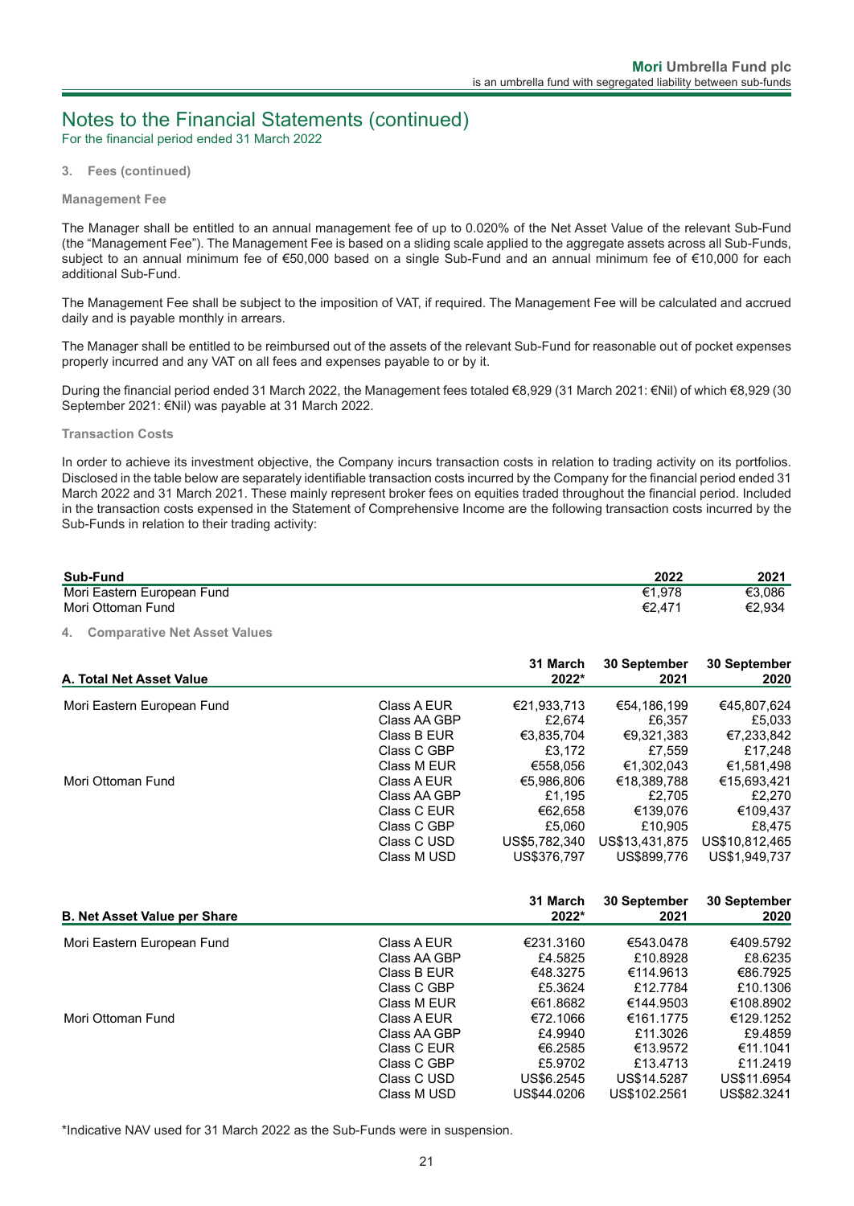## Notes to the Financial Statements (continued)

For the financial period ended 31 March 2022

### 3. Fees (continued)

#### Management Fee

The Manager shall be entitled to an annual management fee of up to 0.020% of the Net Asset Value of the relevant Sub-Fund (the "Management Fee"). The Management Fee is based on a sliding scale applied to the aggregate assets across all Sub-Funds, subject to an annual minimum fee of €50,000 based on a single Sub-Fund and an annual minimum fee of €10,000 for each additional Sub-Fund.

The Management Fee shall be subject to the imposition of VAT, if required. The Management Fee will be calculated and accrued daily and is payable monthly in arrears.

The Manager shall be entitled to be reimbursed out of the assets of the relevant Sub-Fund for reasonable out of pocket expenses properly incurred and any VAT on all fees and expenses payable to or by it.

During the financial period ended 31 March 2022, the Management fees totaled €8,929 (31 March 2021: €Nil) of which €8,929 (30 September 2021: €Nil) was payable at 31 March 2022.

#### Transaction Costs

In order to achieve its investment objective, the Company incurs transaction costs in relation to trading activity on its portfolios. Disclosed in the table below are separately identifiable transaction costs incurred by the Company for the financial period ended 31 March 2022 and 31 March 2021. These mainly represent broker fees on equities traded throughout the financial period. Included in the transaction costs expensed in the Statement of Comprehensive Income are the following transaction costs incurred by the Sub-Funds in relation to their trading activity:

| Sub-Fund | 2022 | 2021 |
|---|---|---|
| Mori Eastern European Fund | €1,978 | €3,086 |
| Mori Ottoman Fund | €2,471 | €2,934 |

### 4. Comparative Net Asset Values

| A. Total Net Asset Value | | 31 March 2022* | 30 September 2021 | 30 September 2020 |
|---|---|---|---|---|
| Mori Eastern European Fund | Class A EUR | €21,933,713 | €54,186,199 | €45,807,624 |
| | Class AA GBP | £2,674 | £6,357 | £5,033 |
| | Class B EUR | €3,835,704 | €9,321,383 | €7,233,842 |
| | Class C GBP | £3,172 | £7,559 | £17,248 |
| | Class M EUR | €558,056 | €1,302,043 | €1,581,498 |
| Mori Ottoman Fund | Class A EUR | €5,986,806 | €18,389,788 | €15,693,421 |
| | Class AA GBP | £1,195 | £2,705 | £2,270 |
| | Class C EUR | €62,658 | €139,076 | €109,437 |
| | Class C GBP | £5,060 | £10,905 | £8,475 |
| | Class C USD | US$5,782,340 | US$13,431,875 | US$10,812,465 |
| | Class M USD | US$376,797 | US$899,776 | US$1,949,737 |

| B. Net Asset Value per Share | | 31 March 2022* | 30 September 2021 | 30 September 2020 |
|---|---|---|---|---|
| Mori Eastern European Fund | Class A EUR | €231.3160 | €543.0478 | €409.5792 |
| | Class AA GBP | £4.5825 | £10.8928 | £8.6235 |
| | Class B EUR | €48.3275 | €114.9613 | €86.7925 |
| | Class C GBP | £5.3624 | £12.7784 | £10.1306 |
| | Class M EUR | €61.8682 | €144.9503 | €108.8902 |
| Mori Ottoman Fund | Class A EUR | €72.1066 | €161.1775 | €129.1252 |
| | Class AA GBP | £4.9940 | £11.3026 | £9.4859 |
| | Class C EUR | €6.2585 | €13.9572 | €11.1041 |
| | Class C GBP | £5.9702 | £13.4713 | £11.2419 |
| | Class C USD | US$6.2545 | US$14.5287 | US$11.6954 |
| | Class M USD | US$44.0206 | US$102.2561 | US$82.3241 |

*Indicative NAV used for 31 March 2022 as the Sub-Funds were in suspension.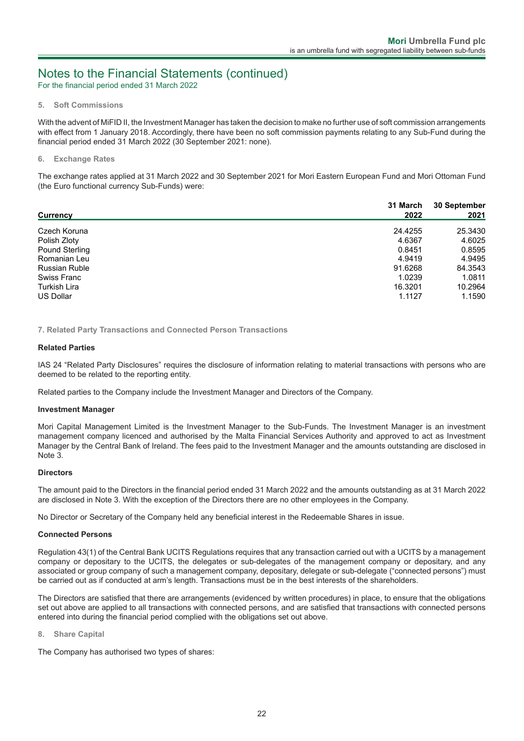# Notes to the Financial Statements (continued)

For the financial period ended 31 March 2022

### 5. Soft Commissions

With the advent of MiFID II, the Investment Manager has taken the decision to make no further use of soft commission arrangements with effect from 1 January 2018. Accordingly, there have been no soft commission payments relating to any Sub-Fund during the financial period ended 31 March 2022 (30 September 2021: none).

### 6. Exchange Rates

The exchange rates applied at 31 March 2022 and 30 September 2021 for Mori Eastern European Fund and Mori Ottoman Fund (the Euro functional currency Sub-Funds) were:

| Currency | 31 March 2022 | 30 September 2021 |
|---|---|---|
| Czech Koruna | 24.4255 | 25.3430 |
| Polish Zloty | 4.6367 | 4.6025 |
| Pound Sterling | 0.8451 | 0.8595 |
| Romanian Leu | 4.9419 | 4.9495 |
| Russian Ruble | 91.6268 | 84.3543 |
| Swiss Franc | 1.0239 | 1.0811 |
| Turkish Lira | 16.3201 | 10.2964 |
| US Dollar | 1.1127 | 1.1590 |

### 7. Related Party Transactions and Connected Person Transactions

**Related Parties**

IAS 24 "Related Party Disclosures" requires the disclosure of information relating to material transactions with persons who are deemed to be related to the reporting entity.

Related parties to the Company include the Investment Manager and Directors of the Company.

**Investment Manager**

Mori Capital Management Limited is the Investment Manager to the Sub-Funds. The Investment Manager is an investment management company licenced and authorised by the Malta Financial Services Authority and approved to act as Investment Manager by the Central Bank of Ireland. The fees paid to the Investment Manager and the amounts outstanding are disclosed in Note 3.

**Directors**

The amount paid to the Directors in the financial period ended 31 March 2022 and the amounts outstanding as at 31 March 2022 are disclosed in Note 3. With the exception of the Directors there are no other employees in the Company.

No Director or Secretary of the Company held any beneficial interest in the Redeemable Shares in issue.

**Connected Persons**

Regulation 43(1) of the Central Bank UCITS Regulations requires that any transaction carried out with a UCITS by a management company or depositary to the UCITS, the delegates or sub-delegates of the management company or depositary, and any associated or group company of such a management company, depositary, delegate or sub-delegate ("connected persons") must be carried out as if conducted at arm's length. Transactions must be in the best interests of the shareholders.

The Directors are satisfied that there are arrangements (evidenced by written procedures) in place, to ensure that the obligations set out above are applied to all transactions with connected persons, and are satisfied that transactions with connected persons entered into during the financial period complied with the obligations set out above.

### 8. Share Capital

The Company has authorised two types of shares: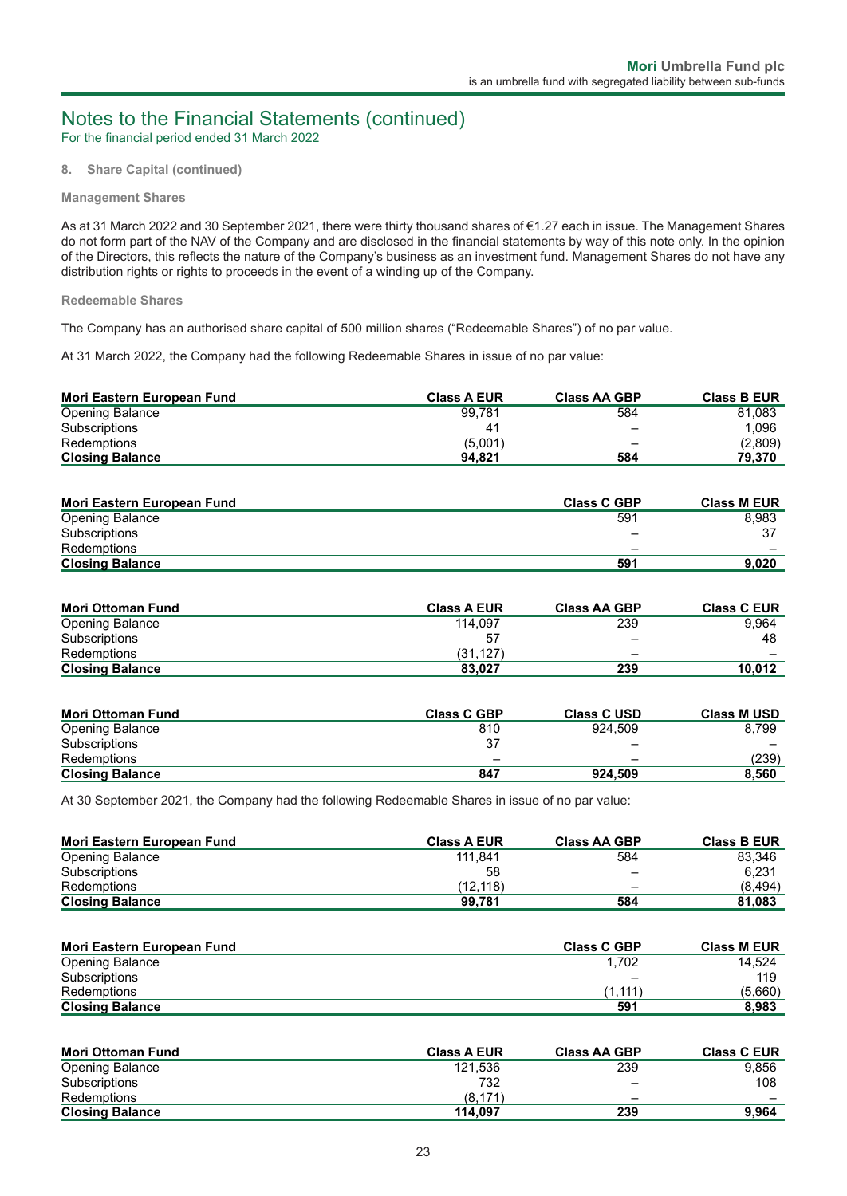# Notes to the Financial Statements (continued)

For the financial period ended 31 March 2022

### 8. Share Capital (continued)

#### Management Shares

As at 31 March 2022 and 30 September 2021, there were thirty thousand shares of €1.27 each in issue. The Management Shares do not form part of the NAV of the Company and are disclosed in the financial statements by way of this note only. In the opinion of the Directors, this reflects the nature of the Company's business as an investment fund. Management Shares do not have any distribution rights or rights to proceeds in the event of a winding up of the Company.

#### Redeemable Shares

The Company has an authorised share capital of 500 million shares ("Redeemable Shares") of no par value.

At 31 March 2022, the Company had the following Redeemable Shares in issue of no par value:

| Mori Eastern European Fund | Class A EUR | Class AA GBP | Class B EUR |
|---|---|---|---|
| Opening Balance | 99,781 | 584 | 81,083 |
| Subscriptions | 41 | – | 1,096 |
| Redemptions | (5,001) | – | (2,809) |
| **Closing Balance** | **94,821** | **584** | **79,370** |

| Mori Eastern European Fund | Class C GBP | Class M EUR |
|---|---|---|
| Opening Balance | 591 | 8,983 |
| Subscriptions | – | 37 |
| Redemptions | – | – |
| **Closing Balance** | **591** | **9,020** |

| Mori Ottoman Fund | Class A EUR | Class AA GBP | Class C EUR |
|---|---|---|---|
| Opening Balance | 114,097 | 239 | 9,964 |
| Subscriptions | 57 | – | 48 |
| Redemptions | (31,127) | – | – |
| **Closing Balance** | **83,027** | **239** | **10,012** |

| Mori Ottoman Fund | Class C GBP | Class C USD | Class M USD |
|---|---|---|---|
| Opening Balance | 810 | 924,509 | 8,799 |
| Subscriptions | 37 | – | – |
| Redemptions | – | – | (239) |
| **Closing Balance** | **847** | **924,509** | **8,560** |

At 30 September 2021, the Company had the following Redeemable Shares in issue of no par value:

| Mori Eastern European Fund | Class A EUR | Class AA GBP | Class B EUR |
|---|---|---|---|
| Opening Balance | 111,841 | 584 | 83,346 |
| Subscriptions | 58 | – | 6,231 |
| Redemptions | (12,118) | – | (8,494) |
| **Closing Balance** | **99,781** | **584** | **81,083** |

| Mori Eastern European Fund | Class C GBP | Class M EUR |
|---|---|---|
| Opening Balance | 1,702 | 14,524 |
| Subscriptions | – | 119 |
| Redemptions | (1,111) | (5,660) |
| **Closing Balance** | **591** | **8,983** |

| Mori Ottoman Fund | Class A EUR | Class AA GBP | Class C EUR |
|---|---|---|---|
| Opening Balance | 121,536 | 239 | 9,856 |
| Subscriptions | 732 | – | 108 |
| Redemptions | (8,171) | – | – |
| **Closing Balance** | **114,097** | **239** | **9,964** |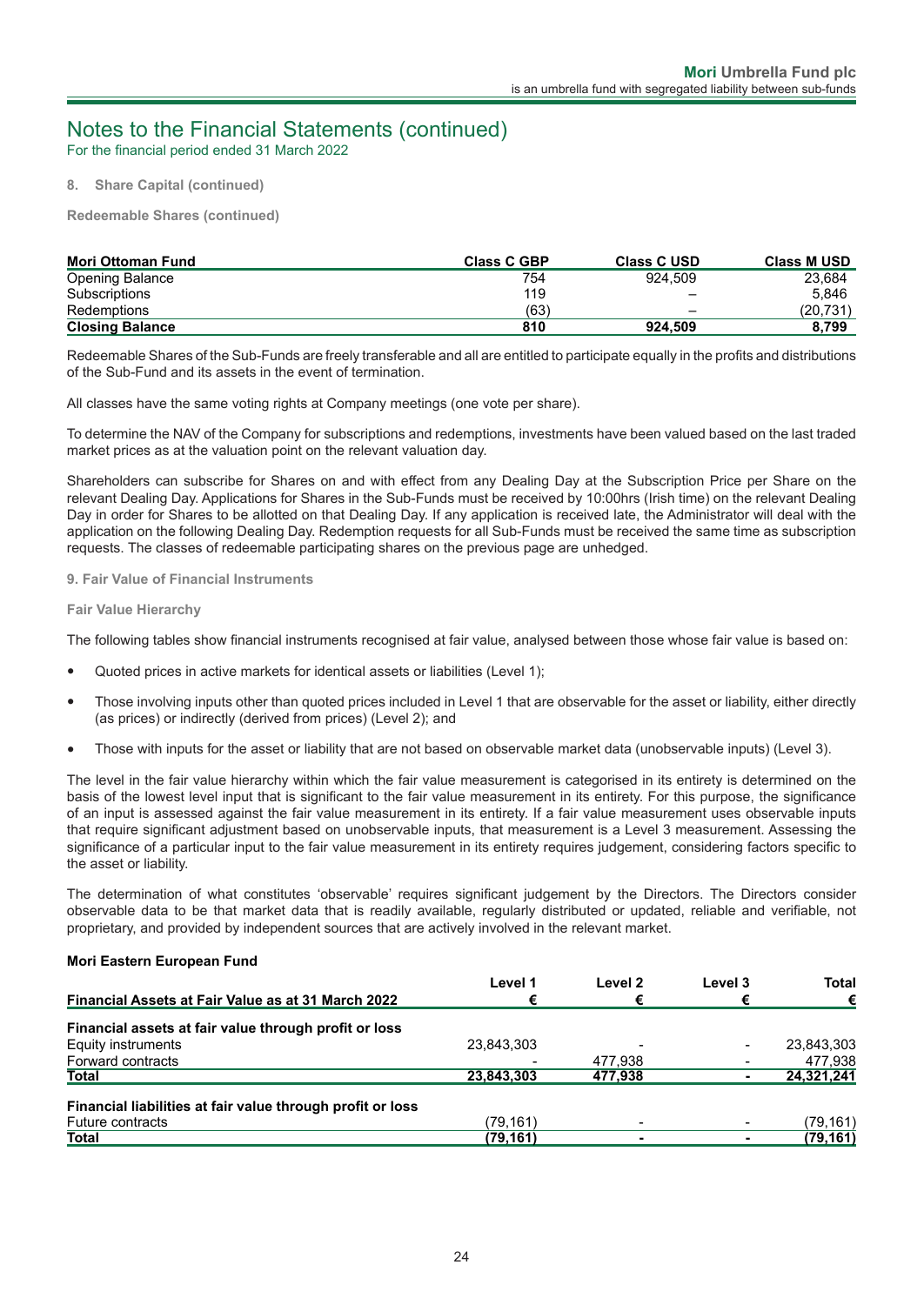# Notes to the Financial Statements (continued)

For the financial period ended 31 March 2022

**8. Share Capital (continued)**

**Redeemable Shares (continued)**

| Mori Ottoman Fund | Class C GBP | Class C USD | Class M USD |
|---|---|---|---|
| Opening Balance | 754 | 924,509 | 23,684 |
| Subscriptions | 119 | – | 5,846 |
| Redemptions | (63) | – | (20,731) |
| **Closing Balance** | **810** | **924,509** | **8,799** |

Redeemable Shares of the Sub-Funds are freely transferable and all are entitled to participate equally in the profits and distributions of the Sub-Fund and its assets in the event of termination.

All classes have the same voting rights at Company meetings (one vote per share).

To determine the NAV of the Company for subscriptions and redemptions, investments have been valued based on the last traded market prices as at the valuation point on the relevant valuation day.

Shareholders can subscribe for Shares on and with effect from any Dealing Day at the Subscription Price per Share on the relevant Dealing Day. Applications for Shares in the Sub-Funds must be received by 10:00hrs (Irish time) on the relevant Dealing Day in order for Shares to be allotted on that Dealing Day. If any application is received late, the Administrator will deal with the application on the following Dealing Day. Redemption requests for all Sub-Funds must be received the same time as subscription requests. The classes of redeemable participating shares on the previous page are unhedged.

**9. Fair Value of Financial Instruments**

**Fair Value Hierarchy**

The following tables show financial instruments recognised at fair value, analysed between those whose fair value is based on:

- Quoted prices in active markets for identical assets or liabilities (Level 1);
- Those involving inputs other than quoted prices included in Level 1 that are observable for the asset or liability, either directly (as prices) or indirectly (derived from prices) (Level 2); and
- Those with inputs for the asset or liability that are not based on observable market data (unobservable inputs) (Level 3).

The level in the fair value hierarchy within which the fair value measurement is categorised in its entirety is determined on the basis of the lowest level input that is significant to the fair value measurement in its entirety. For this purpose, the significance of an input is assessed against the fair value measurement in its entirety. If a fair value measurement uses observable inputs that require significant adjustment based on unobservable inputs, that measurement is a Level 3 measurement. Assessing the significance of a particular input to the fair value measurement in its entirety requires judgement, considering factors specific to the asset or liability.

The determination of what constitutes 'observable' requires significant judgement by the Directors. The Directors consider observable data to be that market data that is readily available, regularly distributed or updated, reliable and verifiable, not proprietary, and provided by independent sources that are actively involved in the relevant market.

**Mori Eastern European Fund**

| Financial Assets at Fair Value as at 31 March 2022 | Level 1 € | Level 2 € | Level 3 € | Total € |
|---|---|---|---|---|
| **Financial assets at fair value through profit or loss** | | | | |
| Equity instruments | 23,843,303 | - | - | 23,843,303 |
| Forward contracts | - | 477,938 | - | 477,938 |
| **Total** | **23,843,303** | **477,938** | **-** | **24,321,241** |
| **Financial liabilities at fair value through profit or loss** | | | | |
| Future contracts | (79,161) | - | - | (79,161) |
| **Total** | **(79,161)** | **-** | **-** | **(79,161)** |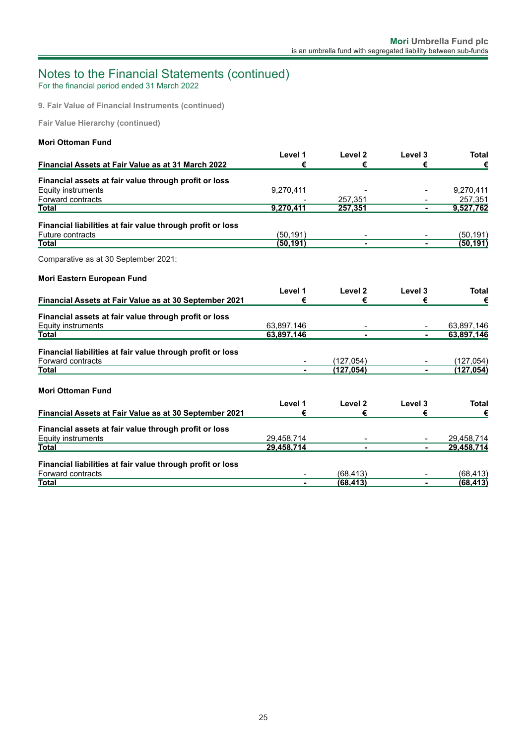# Notes to the Financial Statements (continued)

For the financial period ended 31 March 2022

**9. Fair Value of Financial Instruments (continued)**

**Fair Value Hierarchy (continued)**

**Mori Ottoman Fund**

| Financial Assets at Fair Value as at 31 March 2022 | Level 1 € | Level 2 € | Level 3 € | Total € |
|---|---|---|---|---|
| **Financial assets at fair value through profit or loss** | | | | |
| Equity instruments | 9,270,411 | - | - | 9,270,411 |
| Forward contracts | - | 257,351 | - | 257,351 |
| **Total** | **9,270,411** | **257,351** | **-** | **9,527,762** |
| **Financial liabilities at fair value through profit or loss** | | | | |
| Future contracts | (50,191) | - | - | (50,191) |
| **Total** | **(50,191)** | **-** | **-** | **(50,191)** |

Comparative as at 30 September 2021:

**Mori Eastern European Fund**

| Financial Assets at Fair Value as at 30 September 2021 | Level 1 € | Level 2 € | Level 3 € | Total € |
|---|---|---|---|---|
| **Financial assets at fair value through profit or loss** | | | | |
| Equity instruments | 63,897,146 | - | - | 63,897,146 |
| **Total** | **63,897,146** | **-** | **-** | **63,897,146** |
| **Financial liabilities at fair value through profit or loss** | | | | |
| Forward contracts | - | (127,054) | - | (127,054) |
| **Total** | **-** | **(127,054)** | **-** | **(127,054)** |

**Mori Ottoman Fund**

| Financial Assets at Fair Value as at 30 September 2021 | Level 1 € | Level 2 € | Level 3 € | Total € |
|---|---|---|---|---|
| **Financial assets at fair value through profit or loss** | | | | |
| Equity instruments | 29,458,714 | - | - | 29,458,714 |
| **Total** | **29,458,714** | **-** | **-** | **29,458,714** |
| **Financial liabilities at fair value through profit or loss** | | | | |
| Forward contracts | - | (68,413) | - | (68,413) |
| **Total** | **-** | **(68,413)** | **-** | **(68,413)** |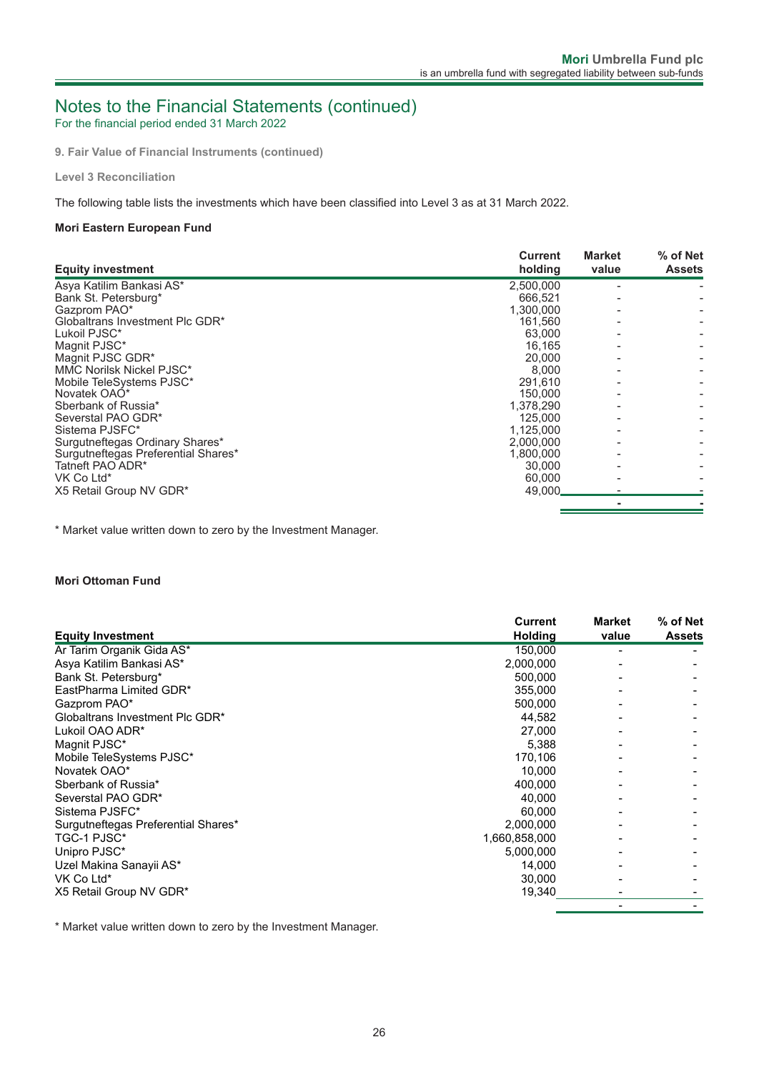## Notes to the Financial Statements (continued)

For the financial period ended 31 March 2022

**9. Fair Value of Financial Instruments (continued)**

**Level 3 Reconciliation**

The following table lists the investments which have been classified into Level 3 as at 31 March 2022.

**Mori Eastern European Fund**

| Equity investment | Current holding | Market value | % of Net Assets |
|---|---|---|---|
| Asya Katilim Bankasi AS* | 2,500,000 | - | - |
| Bank St. Petersburg* | 666,521 | - | - |
| Gazprom PAO* | 1,300,000 | - | - |
| Globaltrans Investment Plc GDR* | 161,560 | - | - |
| Lukoil PJSC* | 63,000 | - | - |
| Magnit PJSC* | 16,165 | - | - |
| Magnit PJSC GDR* | 20,000 | - | - |
| MMC Norilsk Nickel PJSC* | 8,000 | - | - |
| Mobile TeleSystems PJSC* | 291,610 | - | - |
| Novatek OAO* | 150,000 | - | - |
| Sberbank of Russia* | 1,378,290 | - | - |
| Severstal PAO GDR* | 125,000 | - | - |
| Sistema PJSFC* | 1,125,000 | - | - |
| Surgutneftegas Ordinary Shares* | 2,000,000 | - | - |
| Surgutneftegas Preferential Shares* | 1,800,000 | - | - |
| Tatneft PAO ADR* | 30,000 | - | - |
| VK Co Ltd* | 60,000 | - | - |
| X5 Retail Group NV GDR* | 49,000 | - | - |
| | | - | - |

* Market value written down to zero by the Investment Manager.

**Mori Ottoman Fund**

| Equity Investment | Current Holding | Market value | % of Net Assets |
|---|---|---|---|
| Ar Tarim Organik Gida AS* | 150,000 | - | - |
| Asya Katilim Bankasi AS* | 2,000,000 | - | - |
| Bank St. Petersburg* | 500,000 | - | - |
| EastPharma Limited GDR* | 355,000 | - | - |
| Gazprom PAO* | 500,000 | - | - |
| Globaltrans Investment Plc GDR* | 44,582 | - | - |
| Lukoil OAO ADR* | 27,000 | - | - |
| Magnit PJSC* | 5,388 | - | - |
| Mobile TeleSystems PJSC* | 170,106 | - | - |
| Novatek OAO* | 10,000 | - | - |
| Sberbank of Russia* | 400,000 | - | - |
| Severstal PAO GDR* | 40,000 | - | - |
| Sistema PJSFC* | 60,000 | - | - |
| Surgutneftegas Preferential Shares* | 2,000,000 | - | - |
| TGC-1 PJSC* | 1,660,858,000 | - | - |
| Unipro PJSC* | 5,000,000 | - | - |
| Uzel Makina Sanayii AS* | 14,000 | - | - |
| VK Co Ltd* | 30,000 | - | - |
| X5 Retail Group NV GDR* | 19,340 | - | - |
| | | - | - |

* Market value written down to zero by the Investment Manager.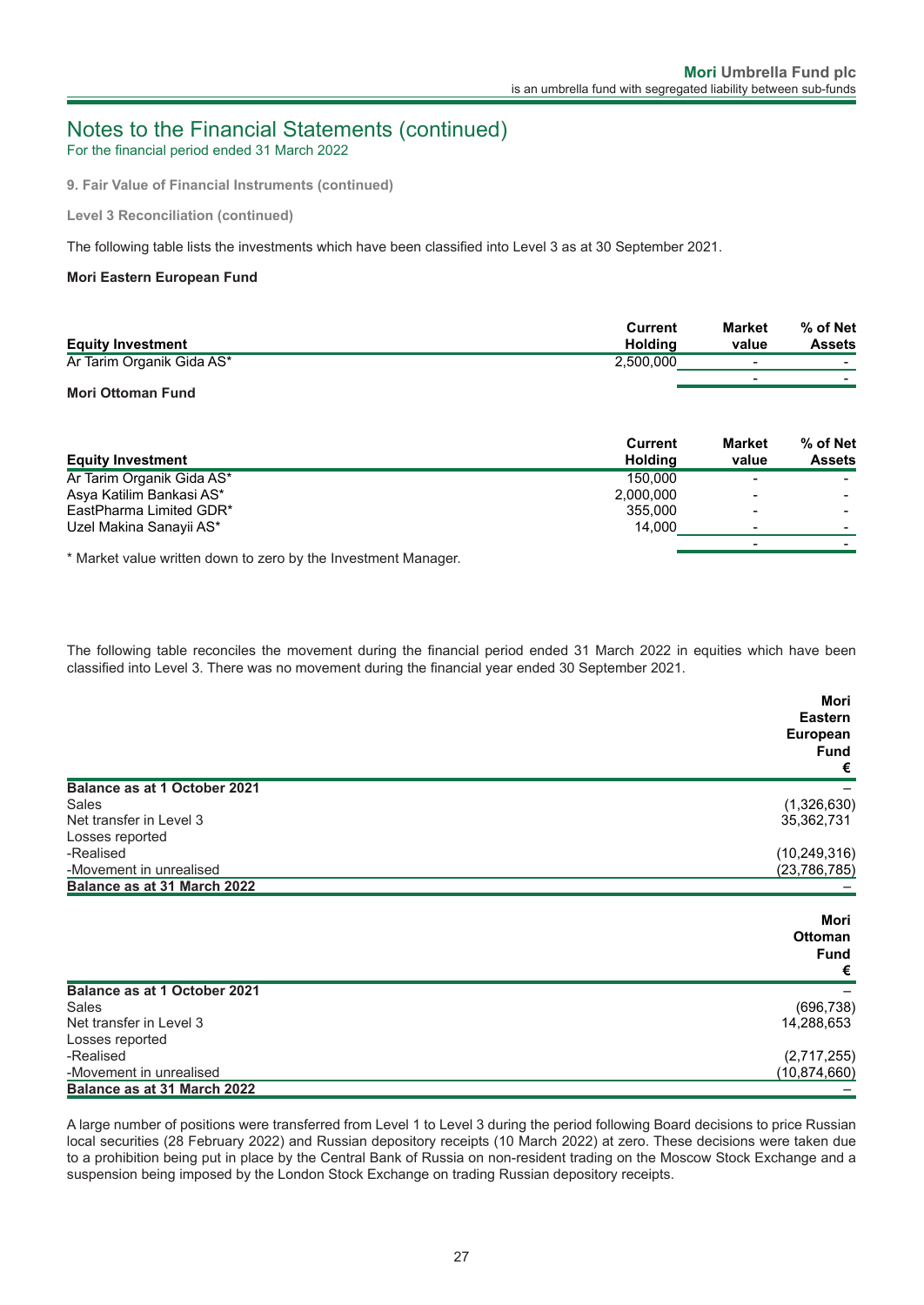# Notes to the Financial Statements (continued)

For the financial period ended 31 March 2022

**9. Fair Value of Financial Instruments (continued)**

**Level 3 Reconciliation (continued)**

The following table lists the investments which have been classified into Level 3 as at 30 September 2021.

**Mori Eastern European Fund**

| Equity Investment | Current Holding | Market value | % of Net Assets |
|---|---|---|---|
| Ar Tarim Organik Gida AS* | 2,500,000 | - | - |
| | | - | - |

**Mori Ottoman Fund**

| Equity Investment | Current Holding | Market value | % of Net Assets |
|---|---|---|---|
| Ar Tarim Organik Gida AS* | 150,000 | - | - |
| Asya Katilim Bankasi AS* | 2,000,000 | - | - |
| EastPharma Limited GDR* | 355,000 | - | - |
| Uzel Makina Sanayii AS* | 14,000 | - | - |
| | | - | - |

\* Market value written down to zero by the Investment Manager.

The following table reconciles the movement during the financial period ended 31 March 2022 in equities which have been classified into Level 3. There was no movement during the financial year ended 30 September 2021.

| | Mori Eastern European Fund € |
|---|---|
| **Balance as at 1 October 2021** | – |
| Sales | (1,326,630) |
| Net transfer in Level 3 | 35,362,731 |
| Losses reported | |
| -Realised | (10,249,316) |
| -Movement in unrealised | (23,786,785) |
| **Balance as at 31 March 2022** | – |

| | Mori Ottoman Fund € |
|---|---|
| **Balance as at 1 October 2021** | – |
| Sales | (696,738) |
| Net transfer in Level 3 | 14,288,653 |
| Losses reported | |
| -Realised | (2,717,255) |
| -Movement in unrealised | (10,874,660) |
| **Balance as at 31 March 2022** | – |

A large number of positions were transferred from Level 1 to Level 3 during the period following Board decisions to price Russian local securities (28 February 2022) and Russian depository receipts (10 March 2022) at zero. These decisions were taken due to a prohibition being put in place by the Central Bank of Russia on non-resident trading on the Moscow Stock Exchange and a suspension being imposed by the London Stock Exchange on trading Russian depository receipts.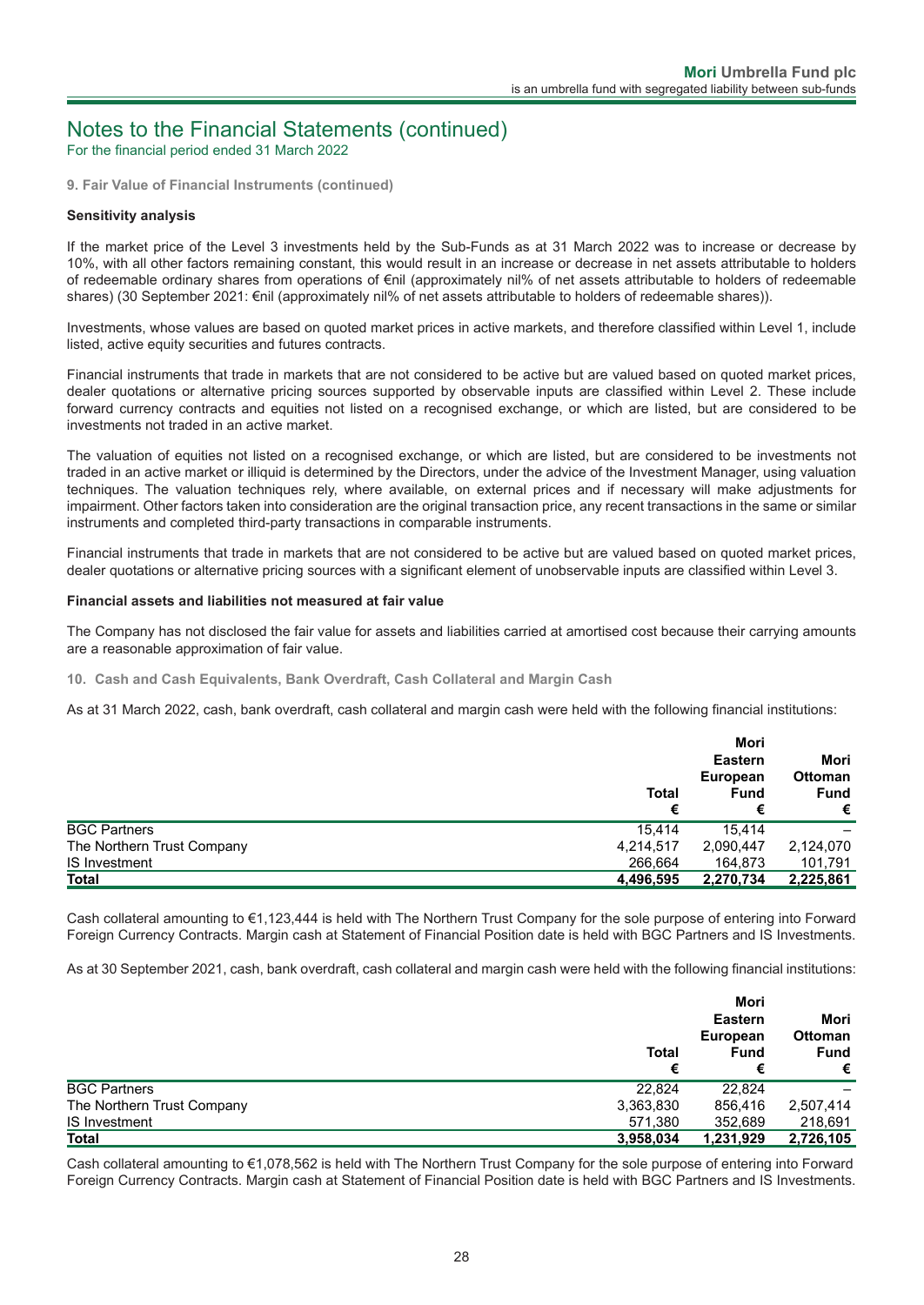## Notes to the Financial Statements (continued)

For the financial period ended 31 March 2022

### 9. Fair Value of Financial Instruments (continued)

**Sensitivity analysis**

If the market price of the Level 3 investments held by the Sub-Funds as at 31 March 2022 was to increase or decrease by 10%, with all other factors remaining constant, this would result in an increase or decrease in net assets attributable to holders of redeemable ordinary shares from operations of €nil (approximately nil% of net assets attributable to holders of redeemable shares) (30 September 2021: €nil (approximately nil% of net assets attributable to holders of redeemable shares)).

Investments, whose values are based on quoted market prices in active markets, and therefore classified within Level 1, include listed, active equity securities and futures contracts.

Financial instruments that trade in markets that are not considered to be active but are valued based on quoted market prices, dealer quotations or alternative pricing sources supported by observable inputs are classified within Level 2. These include forward currency contracts and equities not listed on a recognised exchange, or which are listed, but are considered to be investments not traded in an active market.

The valuation of equities not listed on a recognised exchange, or which are listed, but are considered to be investments not traded in an active market or illiquid is determined by the Directors, under the advice of the Investment Manager, using valuation techniques. The valuation techniques rely, where available, on external prices and if necessary will make adjustments for impairment. Other factors taken into consideration are the original transaction price, any recent transactions in the same or similar instruments and completed third-party transactions in comparable instruments.

Financial instruments that trade in markets that are not considered to be active but are valued based on quoted market prices, dealer quotations or alternative pricing sources with a significant element of unobservable inputs are classified within Level 3.

**Financial assets and liabilities not measured at fair value**

The Company has not disclosed the fair value for assets and liabilities carried at amortised cost because their carrying amounts are a reasonable approximation of fair value.

### 10. Cash and Cash Equivalents, Bank Overdraft, Cash Collateral and Margin Cash

As at 31 March 2022, cash, bank overdraft, cash collateral and margin cash were held with the following financial institutions:

| | Total € | Mori Eastern European Fund € | Mori Ottoman Fund € |
|---|---|---|---|
| BGC Partners | 15,414 | 15,414 | – |
| The Northern Trust Company | 4,214,517 | 2,090,447 | 2,124,070 |
| IS Investment | 266,664 | 164,873 | 101,791 |
| **Total** | **4,496,595** | **2,270,734** | **2,225,861** |

Cash collateral amounting to €1,123,444 is held with The Northern Trust Company for the sole purpose of entering into Forward Foreign Currency Contracts. Margin cash at Statement of Financial Position date is held with BGC Partners and IS Investments.

As at 30 September 2021, cash, bank overdraft, cash collateral and margin cash were held with the following financial institutions:

| | Total € | Mori Eastern European Fund € | Mori Ottoman Fund € |
|---|---|---|---|
| BGC Partners | 22,824 | 22,824 | – |
| The Northern Trust Company | 3,363,830 | 856,416 | 2,507,414 |
| IS Investment | 571,380 | 352,689 | 218,691 |
| **Total** | **3,958,034** | **1,231,929** | **2,726,105** |

Cash collateral amounting to €1,078,562 is held with The Northern Trust Company for the sole purpose of entering into Forward Foreign Currency Contracts. Margin cash at Statement of Financial Position date is held with BGC Partners and IS Investments.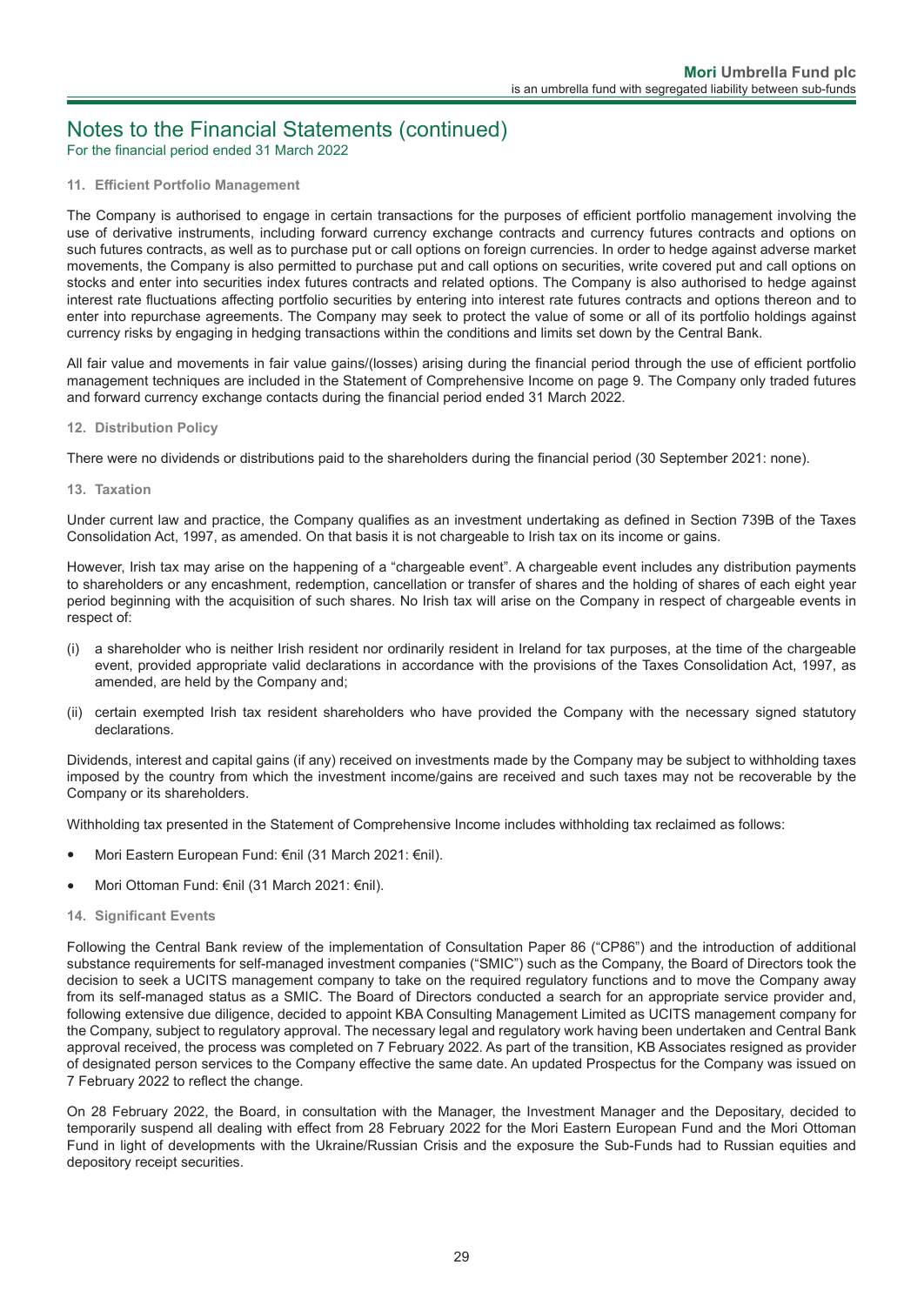# Notes to the Financial Statements (continued)

For the financial period ended 31 March 2022

### 11. Efficient Portfolio Management

The Company is authorised to engage in certain transactions for the purposes of efficient portfolio management involving the use of derivative instruments, including forward currency exchange contracts and currency futures contracts and options on such futures contracts, as well as to purchase put or call options on foreign currencies. In order to hedge against adverse market movements, the Company is also permitted to purchase put and call options on securities, write covered put and call options on stocks and enter into securities index futures contracts and related options. The Company is also authorised to hedge against interest rate fluctuations affecting portfolio securities by entering into interest rate futures contracts and options thereon and to enter into repurchase agreements. The Company may seek to protect the value of some or all of its portfolio holdings against currency risks by engaging in hedging transactions within the conditions and limits set down by the Central Bank.

All fair value and movements in fair value gains/(losses) arising during the financial period through the use of efficient portfolio management techniques are included in the Statement of Comprehensive Income on page 9. The Company only traded futures and forward currency exchange contacts during the financial period ended 31 March 2022.

### 12. Distribution Policy

There were no dividends or distributions paid to the shareholders during the financial period (30 September 2021: none).

### 13. Taxation

Under current law and practice, the Company qualifies as an investment undertaking as defined in Section 739B of the Taxes Consolidation Act, 1997, as amended. On that basis it is not chargeable to Irish tax on its income or gains.

However, Irish tax may arise on the happening of a "chargeable event". A chargeable event includes any distribution payments to shareholders or any encashment, redemption, cancellation or transfer of shares and the holding of shares of each eight year period beginning with the acquisition of such shares. No Irish tax will arise on the Company in respect of chargeable events in respect of:

(i) a shareholder who is neither Irish resident nor ordinarily resident in Ireland for tax purposes, at the time of the chargeable event, provided appropriate valid declarations in accordance with the provisions of the Taxes Consolidation Act, 1997, as amended, are held by the Company and;

(ii) certain exempted Irish tax resident shareholders who have provided the Company with the necessary signed statutory declarations.

Dividends, interest and capital gains (if any) received on investments made by the Company may be subject to withholding taxes imposed by the country from which the investment income/gains are received and such taxes may not be recoverable by the Company or its shareholders.

Withholding tax presented in the Statement of Comprehensive Income includes withholding tax reclaimed as follows:

- Mori Eastern European Fund: €nil (31 March 2021: €nil).
- Mori Ottoman Fund: €nil (31 March 2021: €nil).

### 14. Significant Events

Following the Central Bank review of the implementation of Consultation Paper 86 ("CP86") and the introduction of additional substance requirements for self-managed investment companies ("SMIC") such as the Company, the Board of Directors took the decision to seek a UCITS management company to take on the required regulatory functions and to move the Company away from its self-managed status as a SMIC. The Board of Directors conducted a search for an appropriate service provider and, following extensive due diligence, decided to appoint KBA Consulting Management Limited as UCITS management company for the Company, subject to regulatory approval. The necessary legal and regulatory work having been undertaken and Central Bank approval received, the process was completed on 7 February 2022. As part of the transition, KB Associates resigned as provider of designated person services to the Company effective the same date. An updated Prospectus for the Company was issued on 7 February 2022 to reflect the change.

On 28 February 2022, the Board, in consultation with the Manager, the Investment Manager and the Depositary, decided to temporarily suspend all dealing with effect from 28 February 2022 for the Mori Eastern European Fund and the Mori Ottoman Fund in light of developments with the Ukraine/Russian Crisis and the exposure the Sub-Funds had to Russian equities and depository receipt securities.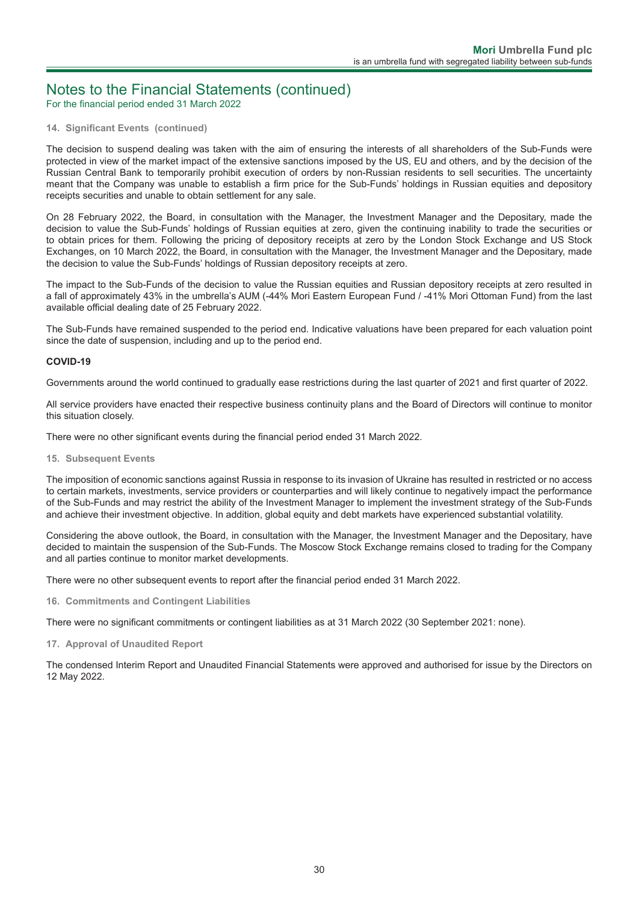# Notes to the Financial Statements (continued)

For the financial period ended 31 March 2022

### 14. Significant Events (continued)

The decision to suspend dealing was taken with the aim of ensuring the interests of all shareholders of the Sub-Funds were protected in view of the market impact of the extensive sanctions imposed by the US, EU and others, and by the decision of the Russian Central Bank to temporarily prohibit execution of orders by non-Russian residents to sell securities. The uncertainty meant that the Company was unable to establish a firm price for the Sub-Funds' holdings in Russian equities and depository receipts securities and unable to obtain settlement for any sale.

On 28 February 2022, the Board, in consultation with the Manager, the Investment Manager and the Depositary, made the decision to value the Sub-Funds' holdings of Russian equities at zero, given the continuing inability to trade the securities or to obtain prices for them. Following the pricing of depository receipts at zero by the London Stock Exchange and US Stock Exchanges, on 10 March 2022, the Board, in consultation with the Manager, the Investment Manager and the Depositary, made the decision to value the Sub-Funds' holdings of Russian depository receipts at zero.

The impact to the Sub-Funds of the decision to value the Russian equities and Russian depository receipts at zero resulted in a fall of approximately 43% in the umbrella's AUM (-44% Mori Eastern European Fund / -41% Mori Ottoman Fund) from the last available official dealing date of 25 February 2022.

The Sub-Funds have remained suspended to the period end. Indicative valuations have been prepared for each valuation point since the date of suspension, including and up to the period end.

**COVID-19**

Governments around the world continued to gradually ease restrictions during the last quarter of 2021 and first quarter of 2022.

All service providers have enacted their respective business continuity plans and the Board of Directors will continue to monitor this situation closely.

There were no other significant events during the financial period ended 31 March 2022.

### 15. Subsequent Events

The imposition of economic sanctions against Russia in response to its invasion of Ukraine has resulted in restricted or no access to certain markets, investments, service providers or counterparties and will likely continue to negatively impact the performance of the Sub-Funds and may restrict the ability of the Investment Manager to implement the investment strategy of the Sub-Funds and achieve their investment objective. In addition, global equity and debt markets have experienced substantial volatility.

Considering the above outlook, the Board, in consultation with the Manager, the Investment Manager and the Depositary, have decided to maintain the suspension of the Sub-Funds. The Moscow Stock Exchange remains closed to trading for the Company and all parties continue to monitor market developments.

There were no other subsequent events to report after the financial period ended 31 March 2022.

### 16. Commitments and Contingent Liabilities

There were no significant commitments or contingent liabilities as at 31 March 2022 (30 September 2021: none).

### 17. Approval of Unaudited Report

The condensed Interim Report and Unaudited Financial Statements were approved and authorised for issue by the Directors on 12 May 2022.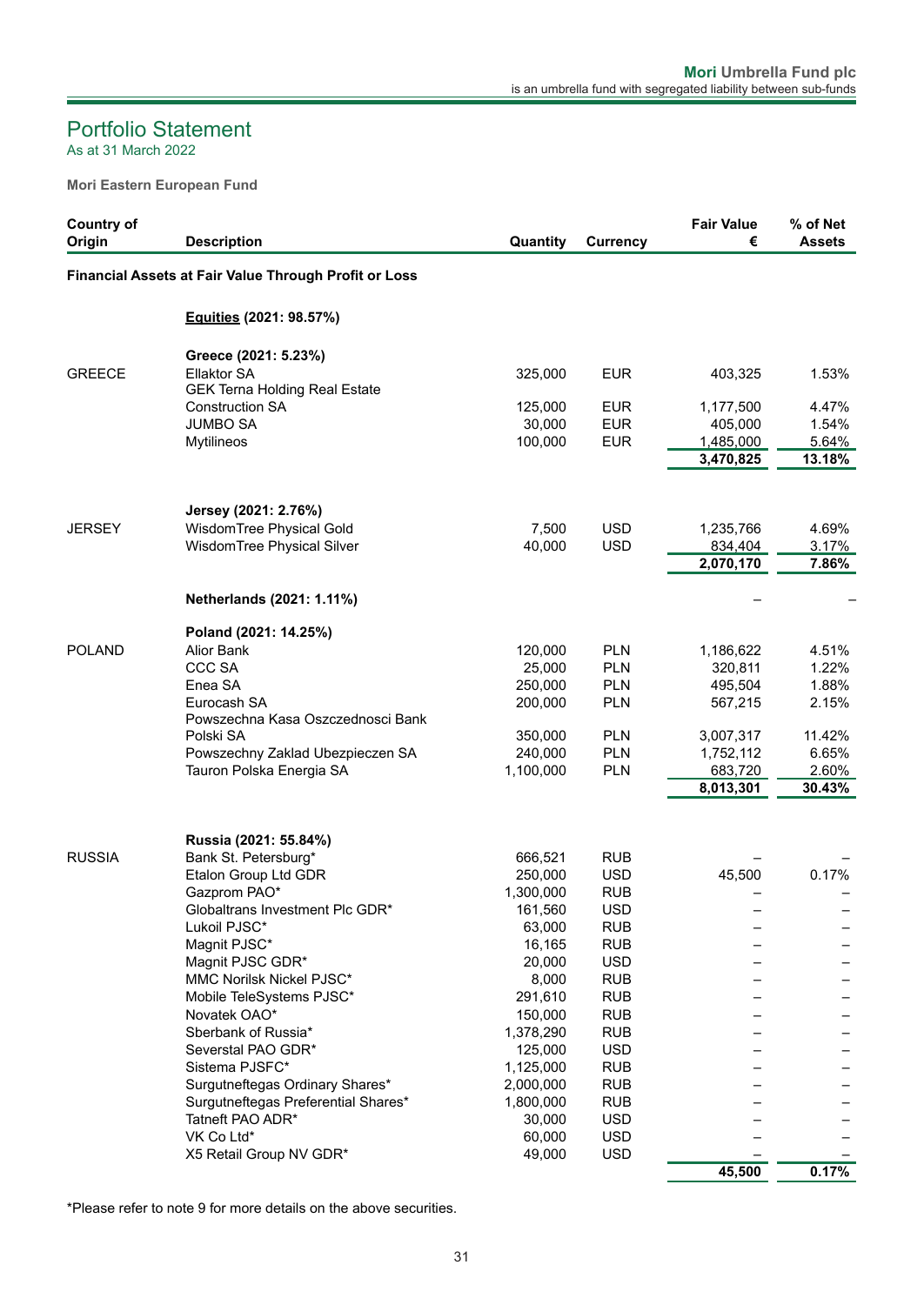## Portfolio Statement

As at 31 March 2022

**Mori Eastern European Fund**

| Country of Origin | Description | Quantity | Currency | Fair Value € | % of Net Assets |
|---|---|---|---|---|---|
| **Financial Assets at Fair Value Through Profit or Loss** | | | | | |
| | **Equities (2021: 98.57%)** | | | | |
| | **Greece (2021: 5.23%)** | | | | |
| GREECE | Ellaktor SA | 325,000 | EUR | 403,325 | 1.53% |
| | GEK Terna Holding Real Estate Construction SA | 125,000 | EUR | 1,177,500 | 4.47% |
| | JUMBO SA | 30,000 | EUR | 405,000 | 1.54% |
| | Mytilineos | 100,000 | EUR | 1,485,000 | 5.64% |
| | | | | **3,470,825** | **13.18%** |
| | **Jersey (2021: 2.76%)** | | | | |
| JERSEY | WisdomTree Physical Gold | 7,500 | USD | 1,235,766 | 4.69% |
| | WisdomTree Physical Silver | 40,000 | USD | 834,404 | 3.17% |
| | | | | **2,070,170** | **7.86%** |
| | **Netherlands (2021: 1.11%)** | | | – | – |
| | **Poland (2021: 14.25%)** | | | | |
| POLAND | Alior Bank | 120,000 | PLN | 1,186,622 | 4.51% |
| | CCC SA | 25,000 | PLN | 320,811 | 1.22% |
| | Enea SA | 250,000 | PLN | 495,504 | 1.88% |
| | Eurocash SA | 200,000 | PLN | 567,215 | 2.15% |
| | Powszechna Kasa Oszczednosci Bank Polski SA | 350,000 | PLN | 3,007,317 | 11.42% |
| | Powszechny Zaklad Ubezpieczen SA | 240,000 | PLN | 1,752,112 | 6.65% |
| | Tauron Polska Energia SA | 1,100,000 | PLN | 683,720 | 2.60% |
| | | | | **8,013,301** | **30.43%** |
| | **Russia (2021: 55.84%)** | | | | |
| RUSSIA | Bank St. Petersburg* | 666,521 | RUB | – | – |
| | Etalon Group Ltd GDR | 250,000 | USD | 45,500 | 0.17% |
| | Gazprom PAO* | 1,300,000 | RUB | – | – |
| | Globaltrans Investment Plc GDR* | 161,560 | USD | – | – |
| | Lukoil PJSC* | 63,000 | RUB | – | – |
| | Magnit PJSC* | 16,165 | RUB | – | – |
| | Magnit PJSC GDR* | 20,000 | USD | – | – |
| | MMC Norilsk Nickel PJSC* | 8,000 | RUB | – | – |
| | Mobile TeleSystems PJSC* | 291,610 | RUB | – | – |
| | Novatek OAO* | 150,000 | RUB | – | – |
| | Sberbank of Russia* | 1,378,290 | RUB | – | – |
| | Severstal PAO GDR* | 125,000 | USD | – | – |
| | Sistema PJSFC* | 1,125,000 | RUB | – | – |
| | Surgutneftegas Ordinary Shares* | 2,000,000 | RUB | – | – |
| | Surgutneftegas Preferential Shares* | 1,800,000 | RUB | – | – |
| | Tatneft PAO ADR* | 30,000 | USD | – | – |
| | VK Co Ltd* | 60,000 | USD | – | – |
| | X5 Retail Group NV GDR* | 49,000 | USD | – | – |
| | | | | **45,500** | **0.17%** |

*Please refer to note 9 for more details on the above securities.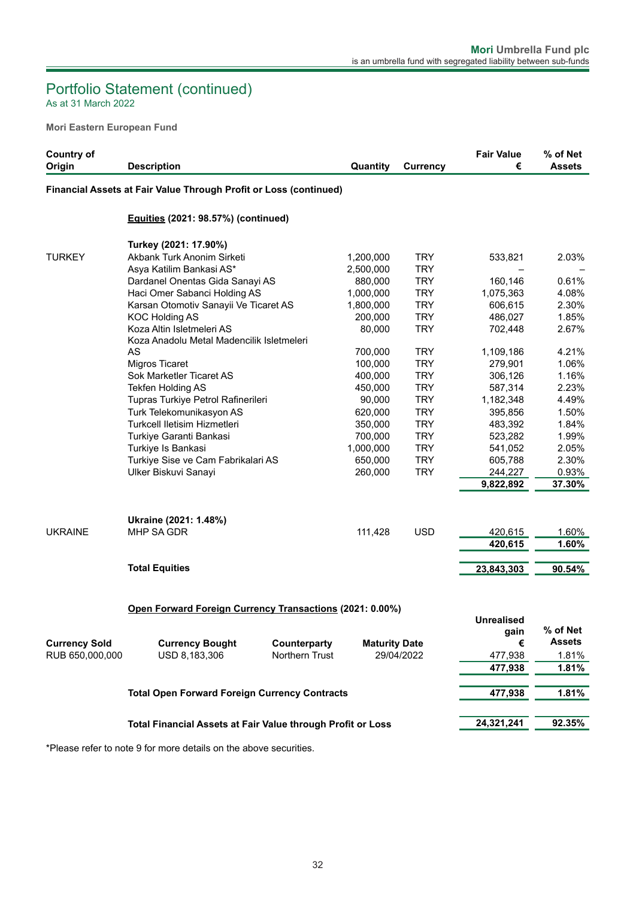## Portfolio Statement (continued)
As at 31 March 2022

**Mori Eastern European Fund**

| Country of Origin | Description | Quantity | Currency | Fair Value € | % of Net Assets |
|---|---|---|---|---|---|
| **Financial Assets at Fair Value Through Profit or Loss (continued)** | | | | | |
| | **Equities (2021: 98.57%) (continued)** | | | | |
| | **Turkey (2021: 17.90%)** | | | | |
| TURKEY | Akbank Turk Anonim Sirketi | 1,200,000 | TRY | 533,821 | 2.03% |
| | Asya Katilim Bankasi AS* | 2,500,000 | TRY | – | – |
| | Dardanel Onentas Gida Sanayi AS | 880,000 | TRY | 160,146 | 0.61% |
| | Haci Omer Sabanci Holding AS | 1,000,000 | TRY | 1,075,363 | 4.08% |
| | Karsan Otomotiv Sanayii Ve Ticaret AS | 1,800,000 | TRY | 606,615 | 2.30% |
| | KOC Holding AS | 200,000 | TRY | 486,027 | 1.85% |
| | Koza Altin Isletmeleri AS | 80,000 | TRY | 702,448 | 2.67% |
| | Koza Anadolu Metal Madencilik Isletmeleri AS | 700,000 | TRY | 1,109,186 | 4.21% |
| | Migros Ticaret | 100,000 | TRY | 279,901 | 1.06% |
| | Sok Marketler Ticaret AS | 400,000 | TRY | 306,126 | 1.16% |
| | Tekfen Holding AS | 450,000 | TRY | 587,314 | 2.23% |
| | Tupras Turkiye Petrol Rafinerileri | 90,000 | TRY | 1,182,348 | 4.49% |
| | Turk Telekomunikasyon AS | 620,000 | TRY | 395,856 | 1.50% |
| | Turkcell Iletisim Hizmetleri | 350,000 | TRY | 483,392 | 1.84% |
| | Turkiye Garanti Bankasi | 700,000 | TRY | 523,282 | 1.99% |
| | Turkiye Is Bankasi | 1,000,000 | TRY | 541,052 | 2.05% |
| | Turkiye Sise ve Cam Fabrikalari AS | 650,000 | TRY | 605,788 | 2.30% |
| | Ulker Biskuvi Sanayi | 260,000 | TRY | 244,227 | 0.93% |
| | | | | **9,822,892** | **37.30%** |
| | **Ukraine (2021: 1.48%)** | | | | |
| UKRAINE | MHP SA GDR | 111,428 | USD | 420,615 | 1.60% |
| | | | | **420,615** | **1.60%** |
| | **Total Equities** | | | **23,843,303** | **90.54%** |

**Open Forward Foreign Currency Transactions (2021: 0.00%)**

| Currency Sold | Currency Bought | Counterparty | Maturity Date | Unrealised gain € | % of Net Assets |
|---|---|---|---|---|---|
| RUB 650,000,000 | USD 8,183,306 | Northern Trust | 29/04/2022 | 477,938 | 1.81% |
| | | | | **477,938** | **1.81%** |
| **Total Open Forward Foreign Currency Contracts** | | | | **477,938** | **1.81%** |
| **Total Financial Assets at Fair Value through Profit or Loss** | | | | **24,321,241** | **92.35%** |

*Please refer to note 9 for more details on the above securities.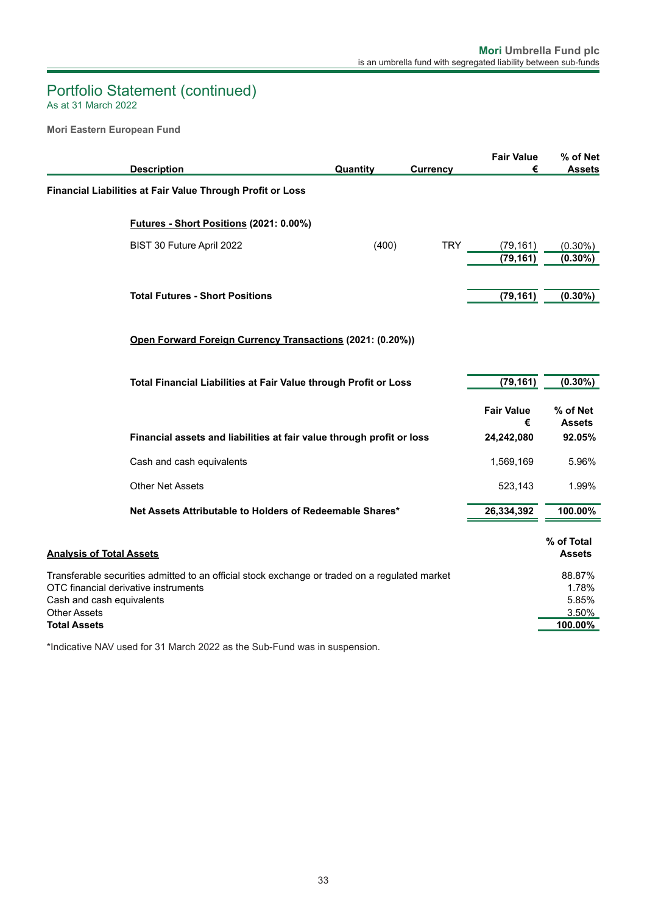# Portfolio Statement (continued)

As at 31 March 2022

**Mori Eastern European Fund**

| Description | Quantity | Currency | Fair Value € | % of Net Assets |
|---|---|---|---|---|
| **Financial Liabilities at Fair Value Through Profit or Loss** | | | | |
| **Futures - Short Positions (2021: 0.00%)** | | | | |
| BIST 30 Future April 2022 | (400) | TRY | (79,161) | (0.30%) |
| | | | **(79,161)** | **(0.30%)** |
| **Total Futures - Short Positions** | | | **(79,161)** | **(0.30%)** |
| **Open Forward Foreign Currency Transactions (2021: (0.20%))** | | | | |
| **Total Financial Liabilities at Fair Value through Profit or Loss** | | | **(79,161)** | **(0.30%)** |

| | Fair Value € | % of Net Assets |
|---|---|---|
| **Financial assets and liabilities at fair value through profit or loss** | **24,242,080** | **92.05%** |
| Cash and cash equivalents | 1,569,169 | 5.96% |
| Other Net Assets | 523,143 | 1.99% |
| **Net Assets Attributable to Holders of Redeemable Shares*** | **26,334,392** | **100.00%** |

| Analysis of Total Assets | % of Total Assets |
|---|---|
| Transferable securities admitted to an official stock exchange or traded on a regulated market | 88.87% |
| OTC financial derivative instruments | 1.78% |
| Cash and cash equivalents | 5.85% |
| Other Assets | 3.50% |
| **Total Assets** | **100.00%** |

*Indicative NAV used for 31 March 2022 as the Sub-Fund was in suspension.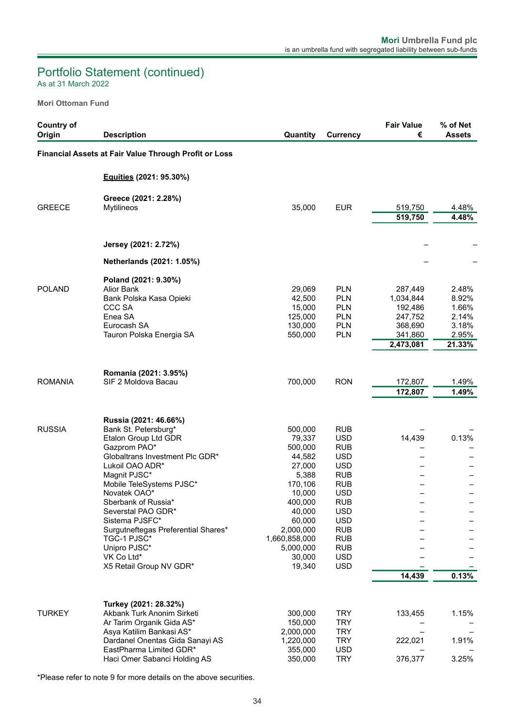## Portfolio Statement (continued)
As at 31 March 2022

**Mori Ottoman Fund**

| Country of Origin | Description | Quantity | Currency | Fair Value € | % of Net Assets |
|---|---|---|---|---|---|
| **Financial Assets at Fair Value Through Profit or Loss** | | | | | |
| | **Equities (2021: 95.30%)** | | | | |
| | **Greece (2021: 2.28%)** | | | | |
| GREECE | Mytilineos | 35,000 | EUR | 519,750 | 4.48% |
| | | | | **519,750** | **4.48%** |
| | **Jersey (2021: 2.72%)** | | | – | – |
| | **Netherlands (2021: 1.05%)** | | | – | – |
| | **Poland (2021: 9.30%)** | | | | |
| POLAND | Alior Bank | 29,069 | PLN | 287,449 | 2.48% |
| | Bank Polska Kasa Opieki | 42,500 | PLN | 1,034,844 | 8.92% |
| | CCC SA | 15,000 | PLN | 192,486 | 1.66% |
| | Enea SA | 125,000 | PLN | 247,752 | 2.14% |
| | Eurocash SA | 130,000 | PLN | 368,690 | 3.18% |
| | Tauron Polska Energia SA | 550,000 | PLN | 341,860 | 2.95% |
| | | | | **2,473,081** | **21.33%** |
| | **Romania (2021: 3.95%)** | | | | |
| ROMANIA | SIF 2 Moldova Bacau | 700,000 | RON | 172,807 | 1.49% |
| | | | | **172,807** | **1.49%** |
| | **Russia (2021: 46.66%)** | | | | |
| RUSSIA | Bank St. Petersburg* | 500,000 | RUB | – | – |
| | Etalon Group Ltd GDR | 79,337 | USD | 14,439 | 0.13% |
| | Gazprom PAO* | 500,000 | RUB | – | – |
| | Globaltrans Investment Plc GDR* | 44,582 | USD | – | – |
| | Lukoil OAO ADR* | 27,000 | USD | – | – |
| | Magnit PJSC* | 5,388 | RUB | – | – |
| | Mobile TeleSystems PJSC* | 170,106 | RUB | – | – |
| | Novatek OAO* | 10,000 | USD | – | – |
| | Sberbank of Russia* | 400,000 | RUB | – | – |
| | Severstal PAO GDR* | 40,000 | USD | – | – |
| | Sistema PJSFC* | 60,000 | USD | – | – |
| | Surgutneftegas Preferential Shares* | 2,000,000 | RUB | – | – |
| | TGC-1 PJSC* | 1,660,858,000 | RUB | – | – |
| | Unipro PJSC* | 5,000,000 | RUB | – | – |
| | VK Co Ltd* | 30,000 | USD | – | – |
| | X5 Retail Group NV GDR* | 19,340 | USD | – | – |
| | | | | **14,439** | **0.13%** |
| | **Turkey (2021: 28.32%)** | | | | |
| TURKEY | Akbank Turk Anonim Sirketi | 300,000 | TRY | 133,455 | 1.15% |
| | Ar Tarim Organik Gida AS* | 150,000 | TRY | – | – |
| | Asya Katilim Bankasi AS* | 2,000,000 | TRY | – | – |
| | Dardanel Onentas Gida Sanayi AS | 1,220,000 | TRY | 222,021 | 1.91% |
| | EastPharma Limited GDR* | 355,000 | USD | – | – |
| | Haci Omer Sabanci Holding AS | 350,000 | TRY | 376,377 | 3.25% |

*Please refer to note 9 for more details on the above securities.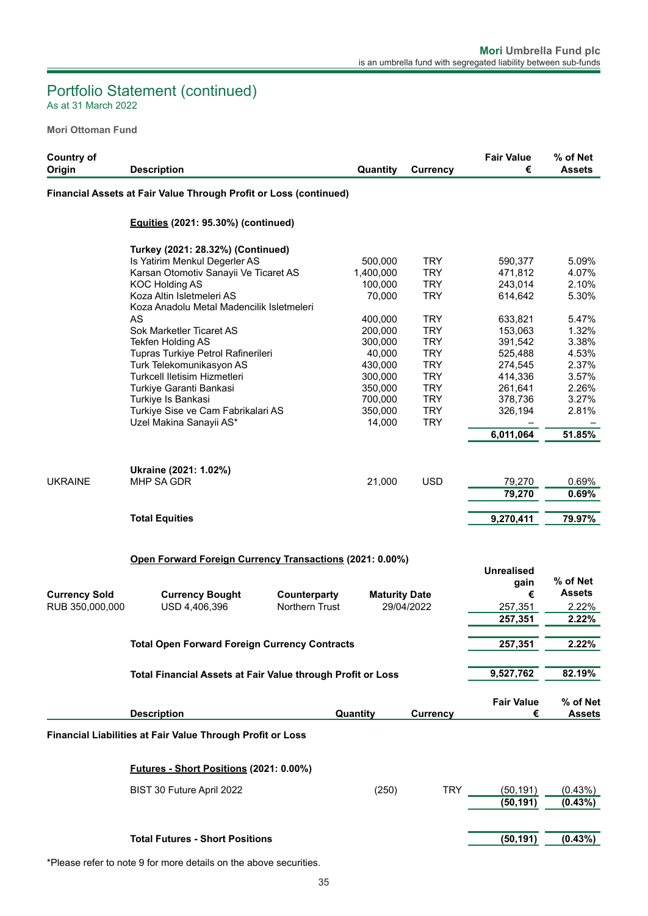## Portfolio Statement (continued)
As at 31 March 2022

**Mori Ottoman Fund**

| Country of Origin | Description | Quantity | Currency | Fair Value € | % of Net Assets |
|---|---|---|---|---|---|
| **Financial Assets at Fair Value Through Profit or Loss (continued)** | | | | | |
| | **Equities (2021: 95.30%) (continued)** | | | | |
| | **Turkey (2021: 28.32%) (Continued)** | | | | |
| | Is Yatirim Menkul Degerler AS | 500,000 | TRY | 590,377 | 5.09% |
| | Karsan Otomotiv Sanayii Ve Ticaret AS | 1,400,000 | TRY | 471,812 | 4.07% |
| | KOC Holding AS | 100,000 | TRY | 243,014 | 2.10% |
| | Koza Altin Isletmeleri AS | 70,000 | TRY | 614,642 | 5.30% |
| | Koza Anadolu Metal Madencilik Isletmeleri AS | 400,000 | TRY | 633,821 | 5.47% |
| | Sok Marketler Ticaret AS | 200,000 | TRY | 153,063 | 1.32% |
| | Tekfen Holding AS | 300,000 | TRY | 391,542 | 3.38% |
| | Tupras Turkiye Petrol Rafinerileri | 40,000 | TRY | 525,488 | 4.53% |
| | Turk Telekomunikasyon AS | 430,000 | TRY | 274,545 | 2.37% |
| | Turkcell Iletisim Hizmetleri | 300,000 | TRY | 414,336 | 3.57% |
| | Turkiye Garanti Bankasi | 350,000 | TRY | 261,641 | 2.26% |
| | Turkiye Is Bankasi | 700,000 | TRY | 378,736 | 3.27% |
| | Turkiye Sise ve Cam Fabrikalari AS | 350,000 | TRY | 326,194 | 2.81% |
| | Uzel Makina Sanayii AS* | 14,000 | TRY | – | – |
| | | | | **6,011,064** | **51.85%** |
| | **Ukraine (2021: 1.02%)** | | | | |
| UKRAINE | MHP SA GDR | 21,000 | USD | 79,270 | 0.69% |
| | | | | **79,270** | **0.69%** |
| | **Total Equities** | | | **9,270,411** | **79.97%** |

**Open Forward Foreign Currency Transactions (2021: 0.00%)**

| Currency Sold | Currency Bought | Counterparty | Maturity Date | Unrealised gain € | % of Net Assets |
|---|---|---|---|---|---|
| RUB 350,000,000 | USD 4,406,396 | Northern Trust | 29/04/2022 | 257,351 | 2.22% |
| | | | | **257,351** | **2.22%** |
| **Total Open Forward Foreign Currency Contracts** | | | | **257,351** | **2.22%** |
| **Total Financial Assets at Fair Value through Profit or Loss** | | | | **9,527,762** | **82.19%** |

| Description | Quantity | Currency | Fair Value € | % of Net Assets |
|---|---|---|---|---|
| **Financial Liabilities at Fair Value Through Profit or Loss** | | | | |
| **Futures - Short Positions (2021: 0.00%)** | | | | |
| BIST 30 Future April 2022 | (250) | TRY | (50,191) | (0.43%) |
| | | | **(50,191)** | **(0.43%)** |
| **Total Futures - Short Positions** | | | **(50,191)** | **(0.43%)** |

*Please refer to note 9 for more details on the above securities.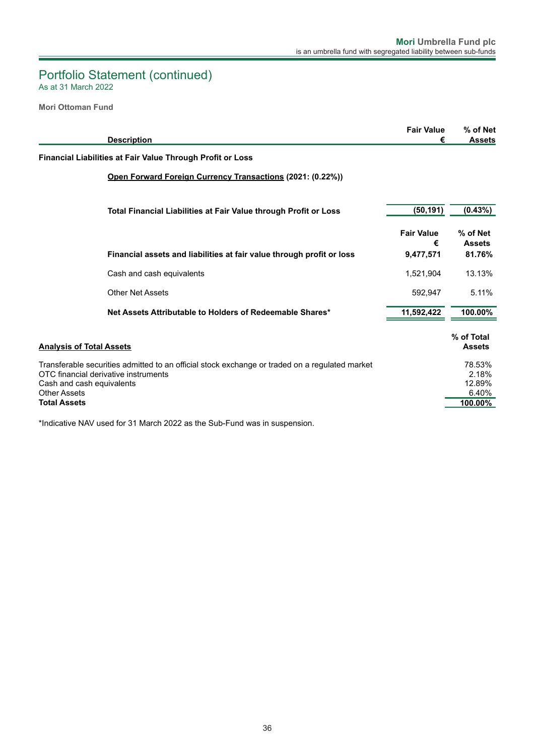# Portfolio Statement (continued)

As at 31 March 2022

**Mori Ottoman Fund**

| Description | Fair Value € | % of Net Assets |
|---|---|---|
| **Financial Liabilities at Fair Value Through Profit or Loss** | | |
| **Open Forward Foreign Currency Transactions (2021: (0.22%))** | | |
| **Total Financial Liabilities at Fair Value through Profit or Loss** | **(50,191)** | **(0.43%)** |

| | Fair Value € | % of Net Assets |
|---|---|---|
| **Financial assets and liabilities at fair value through profit or loss** | **9,477,571** | **81.76%** |
| Cash and cash equivalents | 1,521,904 | 13.13% |
| Other Net Assets | 592,947 | 5.11% |
| **Net Assets Attributable to Holders of Redeemable Shares*** | **11,592,422** | **100.00%** |

| **Analysis of Total Assets** | % of Total Assets |
|---|---|
| Transferable securities admitted to an official stock exchange or traded on a regulated market | 78.53% |
| OTC financial derivative instruments | 2.18% |
| Cash and cash equivalents | 12.89% |
| Other Assets | 6.40% |
| **Total Assets** | **100.00%** |

*Indicative NAV used for 31 March 2022 as the Sub-Fund was in suspension.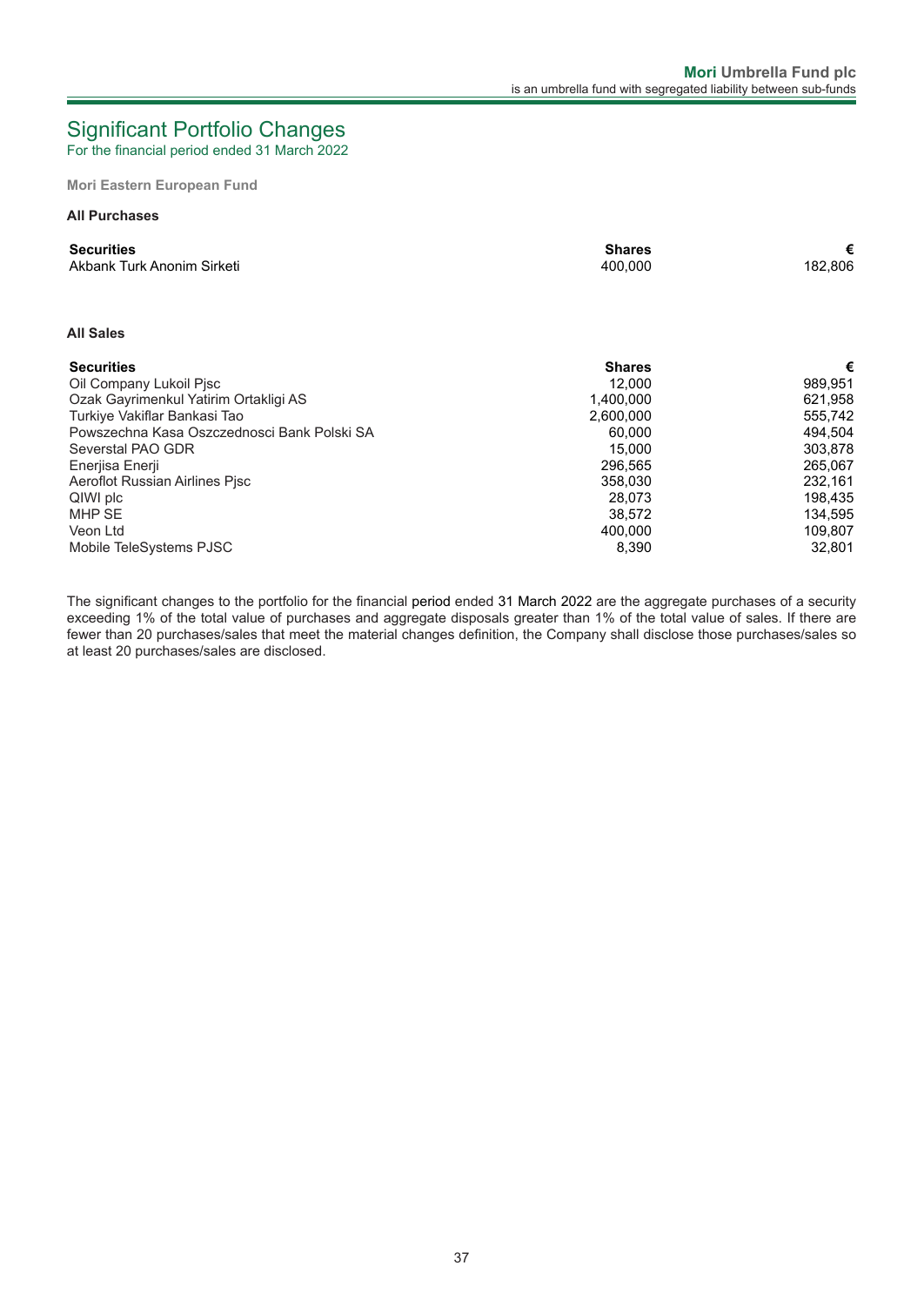# Significant Portfolio Changes

For the financial period ended 31 March 2022

**Mori Eastern European Fund**

**All Purchases**

| Securities | Shares | € |
|---|---|---|
| Akbank Turk Anonim Sirketi | 400,000 | 182,806 |

**All Sales**

| Securities | Shares | € |
|---|---|---|
| Oil Company Lukoil Pjsc | 12,000 | 989,951 |
| Ozak Gayrimenkul Yatirim Ortakligi AS | 1,400,000 | 621,958 |
| Turkiye Vakiflar Bankasi Tao | 2,600,000 | 555,742 |
| Powszechna Kasa Oszczednosci Bank Polski SA | 60,000 | 494,504 |
| Severstal PAO GDR | 15,000 | 303,878 |
| Enerjisa Enerji | 296,565 | 265,067 |
| Aeroflot Russian Airlines Pjsc | 358,030 | 232,161 |
| QIWI plc | 28,073 | 198,435 |
| MHP SE | 38,572 | 134,595 |
| Veon Ltd | 400,000 | 109,807 |
| Mobile TeleSystems PJSC | 8,390 | 32,801 |

The significant changes to the portfolio for the financial period ended 31 March 2022 are the aggregate purchases of a security exceeding 1% of the total value of purchases and aggregate disposals greater than 1% of the total value of sales. If there are fewer than 20 purchases/sales that meet the material changes definition, the Company shall disclose those purchases/sales so at least 20 purchases/sales are disclosed.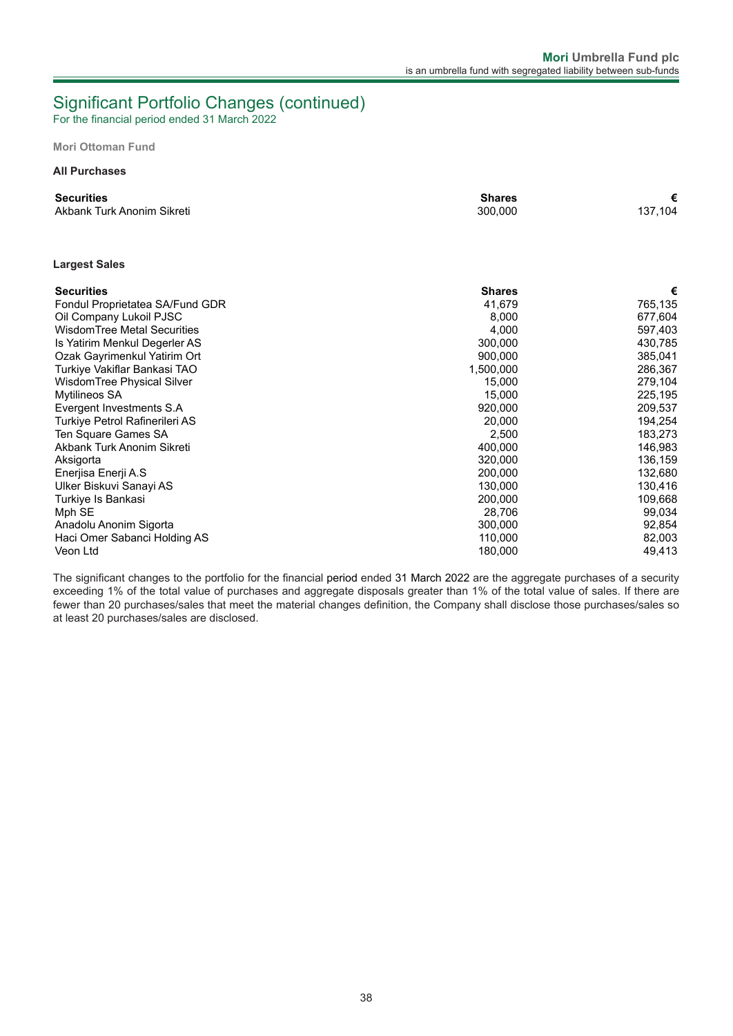# Significant Portfolio Changes (continued)

For the financial period ended 31 March 2022

**Mori Ottoman Fund**

**All Purchases**

| Securities | Shares | € |
|---|---:|---:|
| Akbank Turk Anonim Sikreti | 300,000 | 137,104 |

**Largest Sales**

| Securities | Shares | € |
|---|---:|---:|
| Fondul Proprietatea SA/Fund GDR | 41,679 | 765,135 |
| Oil Company Lukoil PJSC | 8,000 | 677,604 |
| WisdomTree Metal Securities | 4,000 | 597,403 |
| Is Yatirim Menkul Degerler AS | 300,000 | 430,785 |
| Ozak Gayrimenkul Yatirim Ort | 900,000 | 385,041 |
| Turkiye Vakiflar Bankasi TAO | 1,500,000 | 286,367 |
| WisdomTree Physical Silver | 15,000 | 279,104 |
| Mytilineos SA | 15,000 | 225,195 |
| Evergent Investments S.A | 920,000 | 209,537 |
| Turkiye Petrol Rafinerileri AS | 20,000 | 194,254 |
| Ten Square Games SA | 2,500 | 183,273 |
| Akbank Turk Anonim Sikreti | 400,000 | 146,983 |
| Aksigorta | 320,000 | 136,159 |
| Enerjisa Enerji A.S | 200,000 | 132,680 |
| Ulker Biskuvi Sanayi AS | 130,000 | 130,416 |
| Turkiye Is Bankasi | 200,000 | 109,668 |
| Mph SE | 28,706 | 99,034 |
| Anadolu Anonim Sigorta | 300,000 | 92,854 |
| Haci Omer Sabanci Holding AS | 110,000 | 82,003 |
| Veon Ltd | 180,000 | 49,413 |

The significant changes to the portfolio for the financial period ended 31 March 2022 are the aggregate purchases of a security exceeding 1% of the total value of purchases and aggregate disposals greater than 1% of the total value of sales. If there are fewer than 20 purchases/sales that meet the material changes definition, the Company shall disclose those purchases/sales so at least 20 purchases/sales are disclosed.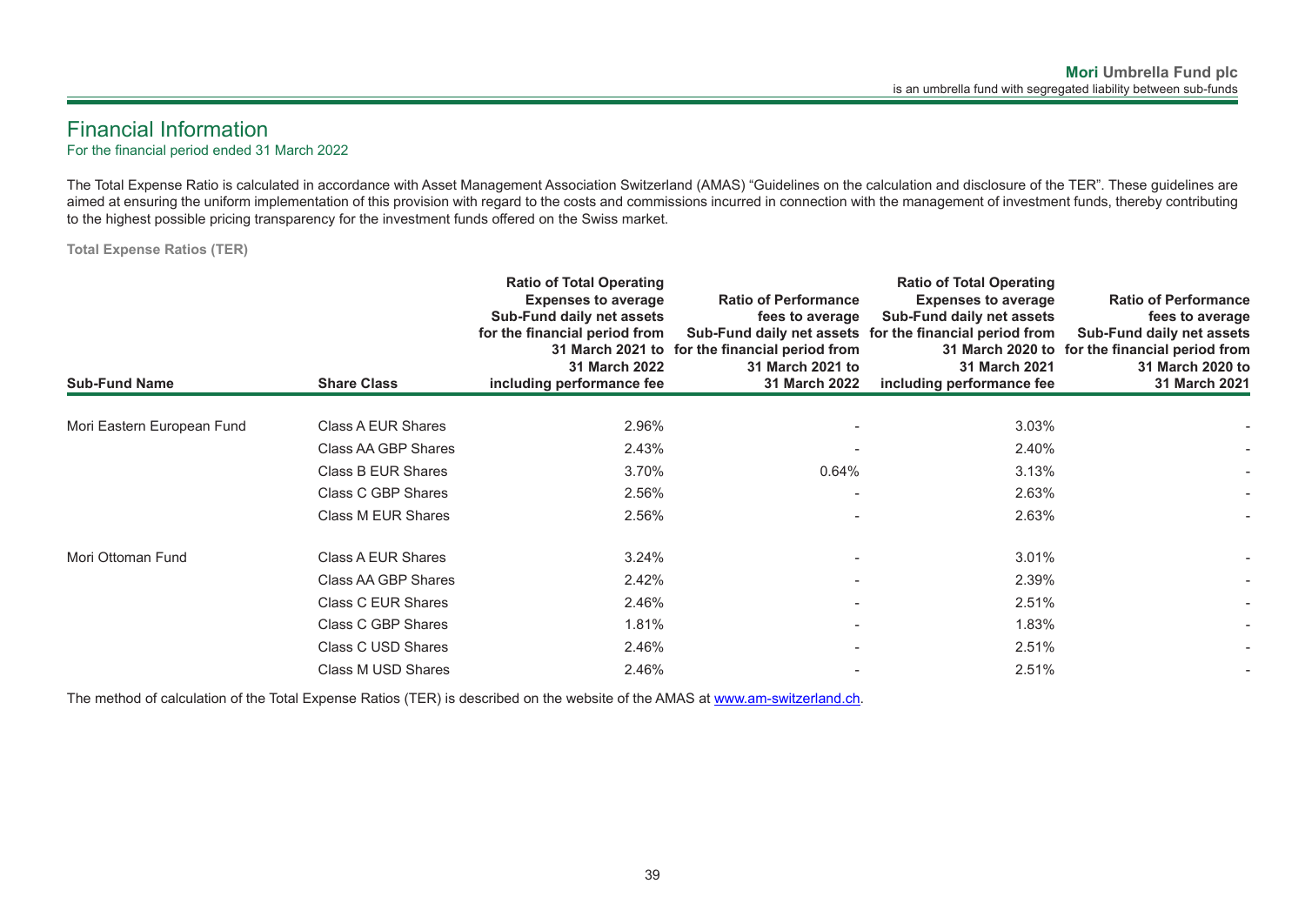# Financial Information

For the financial period ended 31 March 2022

The Total Expense Ratio is calculated in accordance with Asset Management Association Switzerland (AMAS) "Guidelines on the calculation and disclosure of the TER". These guidelines are aimed at ensuring the uniform implementation of this provision with regard to the costs and commissions incurred in connection with the management of investment funds, thereby contributing to the highest possible pricing transparency for the investment funds offered on the Swiss market.

**Total Expense Ratios (TER)**

| Sub-Fund Name | Share Class | Ratio of Total Operating Expenses to average Sub-Fund daily net assets for the financial period from 31 March 2021 to 31 March 2022 including performance fee | Ratio of Performance fees to average Sub-Fund daily net assets for the financial period from 31 March 2021 to 31 March 2022 | Ratio of Total Operating Expenses to average Sub-Fund daily net assets for the financial period from 31 March 2020 to 31 March 2021 including performance fee | Ratio of Performance fees to average Sub-Fund daily net assets for the financial period from 31 March 2020 to 31 March 2021 |
|---|---|---|---|---|---|
| Mori Eastern European Fund | Class A EUR Shares | 2.96% | - | 3.03% | - |
| | Class AA GBP Shares | 2.43% | - | 2.40% | - |
| | Class B EUR Shares | 3.70% | 0.64% | 3.13% | - |
| | Class C GBP Shares | 2.56% | - | 2.63% | - |
| | Class M EUR Shares | 2.56% | - | 2.63% | - |
| Mori Ottoman Fund | Class A EUR Shares | 3.24% | - | 3.01% | - |
| | Class AA GBP Shares | 2.42% | - | 2.39% | - |
| | Class C EUR Shares | 2.46% | - | 2.51% | - |
| | Class C GBP Shares | 1.81% | - | 1.83% | - |
| | Class C USD Shares | 2.46% | - | 2.51% | - |
| | Class M USD Shares | 2.46% | - | 2.51% | - |

The method of calculation of the Total Expense Ratios (TER) is described on the website of the AMAS at www.am-switzerland.ch.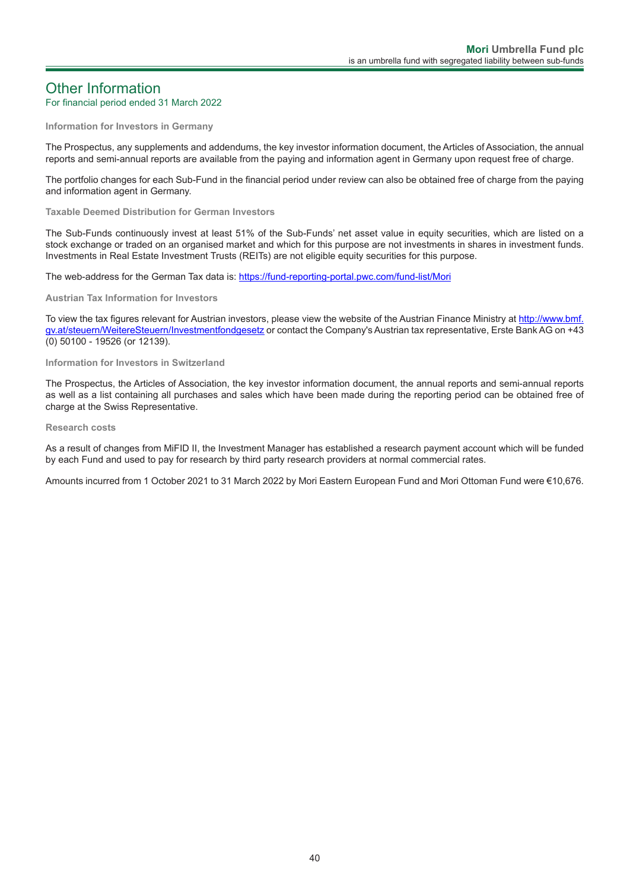# Other Information

For financial period ended 31 March 2022

### Information for Investors in Germany

The Prospectus, any supplements and addendums, the key investor information document, the Articles of Association, the annual reports and semi-annual reports are available from the paying and information agent in Germany upon request free of charge.

The portfolio changes for each Sub-Fund in the financial period under review can also be obtained free of charge from the paying and information agent in Germany.

### Taxable Deemed Distribution for German Investors

The Sub-Funds continuously invest at least 51% of the Sub-Funds' net asset value in equity securities, which are listed on a stock exchange or traded on an organised market and which for this purpose are not investments in shares in investment funds. Investments in Real Estate Investment Trusts (REITs) are not eligible equity securities for this purpose.

The web-address for the German Tax data is: https://fund-reporting-portal.pwc.com/fund-list/Mori

### Austrian Tax Information for Investors

To view the tax figures relevant for Austrian investors, please view the website of the Austrian Finance Ministry at http://www.bmf.gv.at/steuern/WeitereSteuern/Investmentfondgesetz or contact the Company's Austrian tax representative, Erste Bank AG on +43 (0) 50100 - 19526 (or 12139).

### Information for Investors in Switzerland

The Prospectus, the Articles of Association, the key investor information document, the annual reports and semi-annual reports as well as a list containing all purchases and sales which have been made during the reporting period can be obtained free of charge at the Swiss Representative.

### Research costs

As a result of changes from MiFID II, the Investment Manager has established a research payment account which will be funded by each Fund and used to pay for research by third party research providers at normal commercial rates.

Amounts incurred from 1 October 2021 to 31 March 2022 by Mori Eastern European Fund and Mori Ottoman Fund were €10,676.